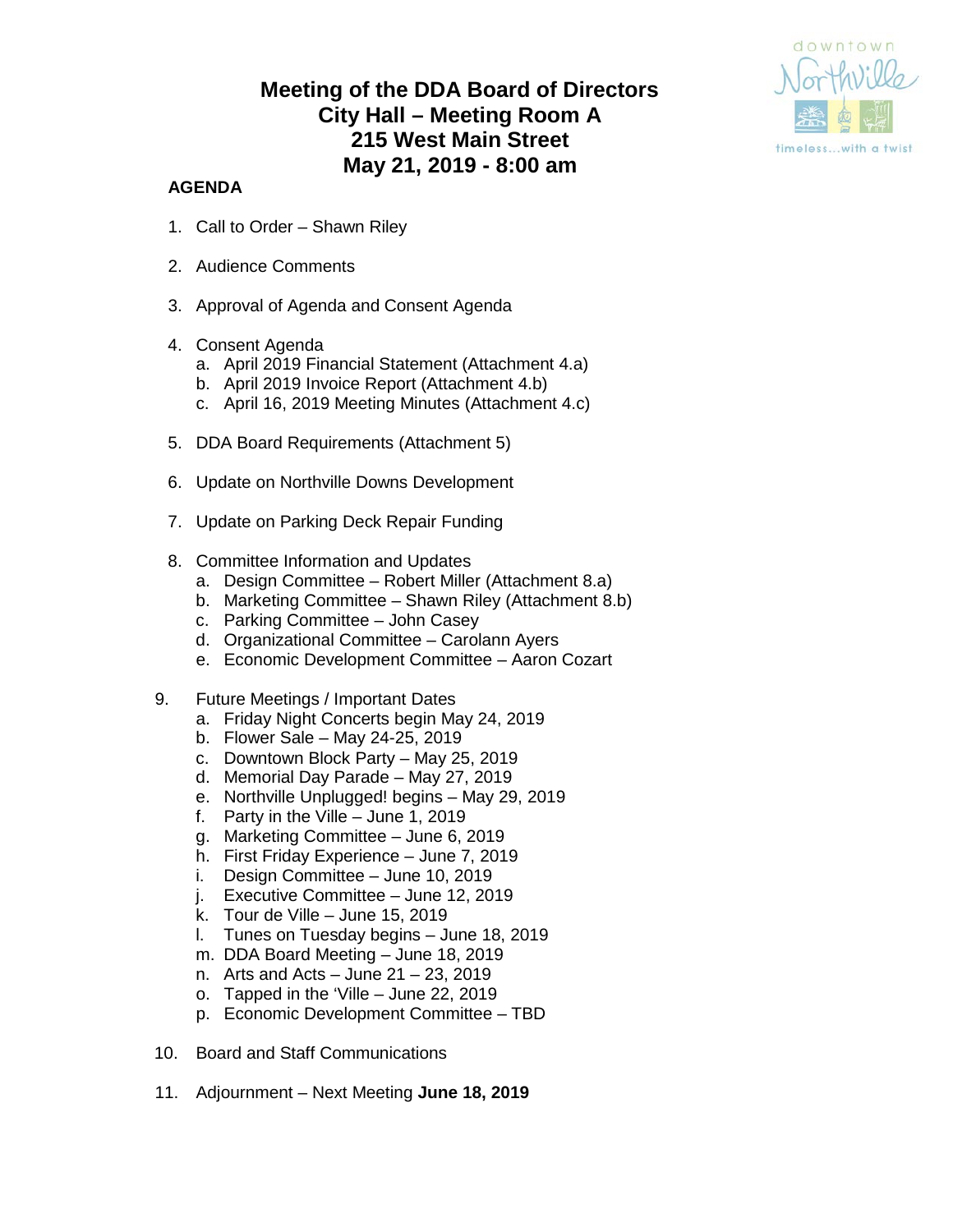# Meeting of the DDA Board of Directors
# City Hall – Meeting Room A
# 215 West Main Street
# May 21, 2019 - 8:00 am

downtown Northville
timeless...with a twist

**AGENDA**

1. Call to Order – Shawn Riley

2. Audience Comments

3. Approval of Agenda and Consent Agenda

4. Consent Agenda
   a. April 2019 Financial Statement (Attachment 4.a)
   b. April 2019 Invoice Report (Attachment 4.b)
   c. April 16, 2019 Meeting Minutes (Attachment 4.c)

5. DDA Board Requirements (Attachment 5)

6. Update on Northville Downs Development

7. Update on Parking Deck Repair Funding

8. Committee Information and Updates
   a. Design Committee – Robert Miller (Attachment 8.a)
   b. Marketing Committee – Shawn Riley (Attachment 8.b)
   c. Parking Committee – John Casey
   d. Organizational Committee – Carolann Ayers
   e. Economic Development Committee – Aaron Cozart

9. Future Meetings / Important Dates
   a. Friday Night Concerts begin May 24, 2019
   b. Flower Sale – May 24-25, 2019
   c. Downtown Block Party – May 25, 2019
   d. Memorial Day Parade – May 27, 2019
   e. Northville Unplugged! begins – May 29, 2019
   f. Party in the Ville – June 1, 2019
   g. Marketing Committee – June 6, 2019
   h. First Friday Experience – June 7, 2019
   i. Design Committee – June 10, 2019
   j. Executive Committee – June 12, 2019
   k. Tour de Ville – June 15, 2019
   l. Tunes on Tuesday begins – June 18, 2019
   m. DDA Board Meeting – June 18, 2019
   n. Arts and Acts – June 21 – 23, 2019
   o. Tapped in the 'Ville – June 22, 2019
   p. Economic Development Committee – TBD

10. Board and Staff Communications

11. Adjournment – Next Meeting **June 18, 2019**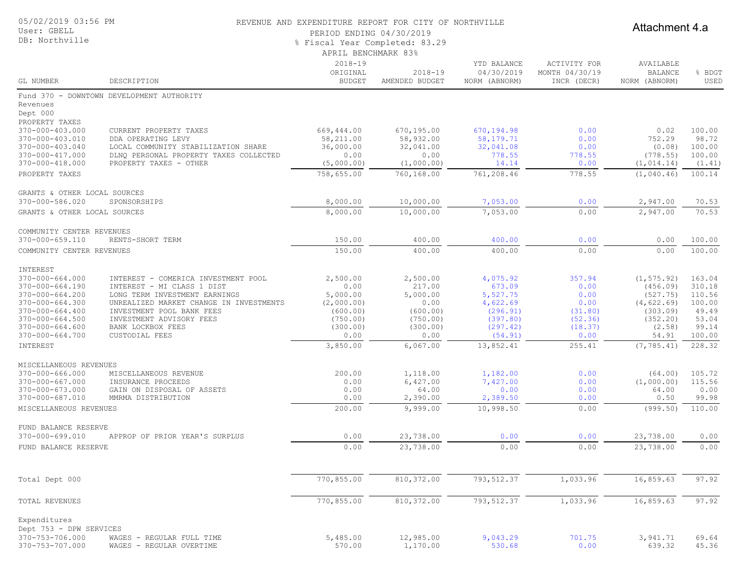05/02/2019 03:56 PM
User: GBELL
DB: Northville

# REVENUE AND EXPENDITURE REPORT FOR CITY OF NORTHVILLE

PERIOD ENDING 04/30/2019
% Fiscal Year Completed: 83.29
APRIL BENCHMARK 83%

Attachment 4.a

| GL NUMBER | DESCRIPTION | 2018-19 ORIGINAL BUDGET | 2018-19 AMENDED BUDGET | YTD BALANCE 04/30/2019 NORM (ABNORM) | ACTIVITY FOR MONTH 04/30/19 INCR (DECR) | AVAILABLE BALANCE NORM (ABNORM) | % BDGT USED |
|---|---|---|---|---|---|---|---|
| Fund 370 - DOWNTOWN DEVELOPMENT AUTHORITY | | | | | | | |
| Revenues | | | | | | | |
| Dept 000 | | | | | | | |
| PROPERTY TAXES | | | | | | | |
| 370-000-403.000 | CURRENT PROPERTY TAXES | 669,444.00 | 670,195.00 | 670,194.98 | 0.00 | 0.02 | 100.00 |
| 370-000-403.010 | DDA OPERATING LEVY | 58,211.00 | 58,932.00 | 58,179.71 | 0.00 | 752.29 | 98.72 |
| 370-000-403.040 | LOCAL COMMUNITY STABILIZATION SHARE | 36,000.00 | 32,041.00 | 32,041.08 | 0.00 | (0.08) | 100.00 |
| 370-000-417.000 | DLNQ PERSONAL PROPERTY TAXES COLLECTED | 0.00 | 0.00 | 778.55 | 778.55 | (778.55) | 100.00 |
| 370-000-418.000 | PROPERTY TAXES - OTHER | (5,000.00) | (1,000.00) | 14.14 | 0.00 | (1,014.14) | (1.41) |
| PROPERTY TAXES | | 758,655.00 | 760,168.00 | 761,208.46 | 778.55 | (1,040.46) | 100.14 |
| GRANTS & OTHER LOCAL SOURCES | | | | | | | |
| 370-000-586.020 | SPONSORSHIPS | 8,000.00 | 10,000.00 | 7,053.00 | 0.00 | 2,947.00 | 70.53 |
| GRANTS & OTHER LOCAL SOURCES | | 8,000.00 | 10,000.00 | 7,053.00 | 0.00 | 2,947.00 | 70.53 |
| COMMUNITY CENTER REVENUES | | | | | | | |
| 370-000-659.110 | RENTS-SHORT TERM | 150.00 | 400.00 | 400.00 | 0.00 | 0.00 | 100.00 |
| COMMUNITY CENTER REVENUES | | 150.00 | 400.00 | 400.00 | 0.00 | 0.00 | 100.00 |
| INTEREST | | | | | | | |
| 370-000-664.000 | INTEREST - COMERICA INVESTMENT POOL | 2,500.00 | 2,500.00 | 4,075.92 | 357.94 | (1,575.92) | 163.04 |
| 370-000-664.190 | INTEREST - MI CLASS 1 DIST | 0.00 | 217.00 | 673.09 | 0.00 | (456.09) | 310.18 |
| 370-000-664.200 | LONG TERM INVESTMENT EARNINGS | 5,000.00 | 5,000.00 | 5,527.75 | 0.00 | (527.75) | 110.56 |
| 370-000-664.300 | UNREALIZED MARKET CHANGE IN INVESTMENTS | (2,000.00) | 0.00 | 4,622.69 | 0.00 | (4,622.69) | 100.00 |
| 370-000-664.400 | INVESTMENT POOL BANK FEES | (600.00) | (600.00) | (296.91) | (31.80) | (303.09) | 49.49 |
| 370-000-664.500 | INVESTMENT ADVISORY FEES | (750.00) | (750.00) | (397.80) | (52.36) | (352.20) | 53.04 |
| 370-000-664.600 | BANK LOCKBOX FEES | (300.00) | (300.00) | (297.42) | (18.37) | (2.58) | 99.14 |
| 370-000-664.700 | CUSTODIAL FEES | 0.00 | 0.00 | (54.91) | 0.00 | 54.91 | 100.00 |
| INTEREST | | 3,850.00 | 6,067.00 | 13,852.41 | 255.41 | (7,785.41) | 228.32 |
| MISCELLANEOUS REVENUES | | | | | | | |
| 370-000-666.000 | MISCELLANEOUS REVENUE | 200.00 | 1,118.00 | 1,182.00 | 0.00 | (64.00) | 105.72 |
| 370-000-667.000 | INSURANCE PROCEEDS | 0.00 | 6,427.00 | 7,427.00 | 0.00 | (1,000.00) | 115.56 |
| 370-000-673.000 | GAIN ON DISPOSAL OF ASSETS | 0.00 | 64.00 | 0.00 | 0.00 | 64.00 | 0.00 |
| 370-000-687.010 | MMRMA DISTRIBUTION | 0.00 | 2,390.00 | 2,389.50 | 0.00 | 0.50 | 99.98 |
| MISCELLANEOUS REVENUES | | 200.00 | 9,999.00 | 10,998.50 | 0.00 | (999.50) | 110.00 |
| FUND BALANCE RESERVE | | | | | | | |
| 370-000-699.010 | APPROP OF PRIOR YEAR'S SURPLUS | 0.00 | 23,738.00 | 0.00 | 0.00 | 23,738.00 | 0.00 |
| FUND BALANCE RESERVE | | 0.00 | 23,738.00 | 0.00 | 0.00 | 23,738.00 | 0.00 |
| Total Dept 000 | | 770,855.00 | 810,372.00 | 793,512.37 | 1,033.96 | 16,859.63 | 97.92 |
| TOTAL REVENUES | | 770,855.00 | 810,372.00 | 793,512.37 | 1,033.96 | 16,859.63 | 97.92 |
| Expenditures | | | | | | | |
| Dept 753 - DPW SERVICES | | | | | | | |
| 370-753-706.000 | WAGES - REGULAR FULL TIME | 5,485.00 | 12,985.00 | 9,043.29 | 701.75 | 3,941.71 | 69.64 |
| 370-753-707.000 | WAGES - REGULAR OVERTIME | 570.00 | 1,170.00 | 530.68 | 0.00 | 639.32 | 45.36 |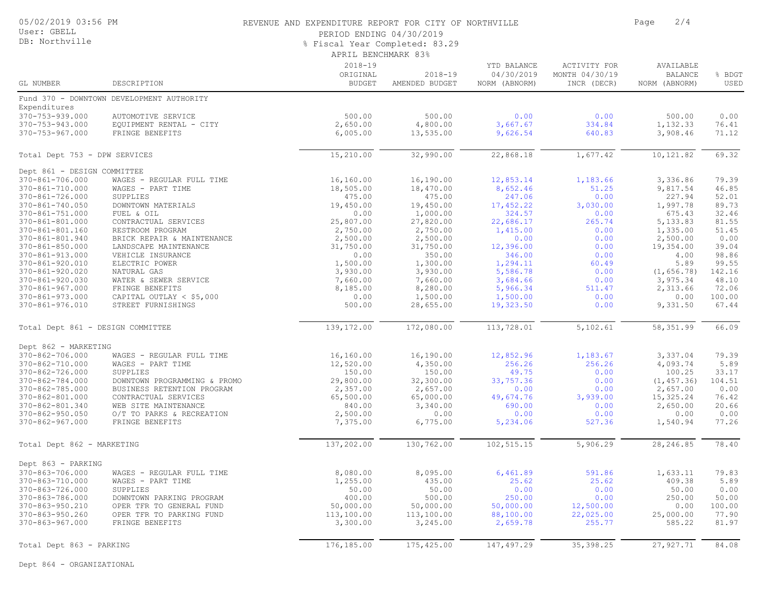REVENUE AND EXPENDITURE REPORT FOR CITY OF NORTHVILLE

PERIOD ENDING 04/30/2019

% Fiscal Year Completed: 83.29

APRIL BENCHMARK 83%

| GL NUMBER | DESCRIPTION | 2018-19 ORIGINAL BUDGET | 2018-19 AMENDED BUDGET | YTD BALANCE 04/30/2019 NORM (ABNORM) | ACTIVITY FOR MONTH 04/30/19 INCR (DECR) | AVAILABLE BALANCE NORM (ABNORM) | % BDGT USED |
|---|---|---|---|---|---|---|---|
| Fund 370 - DOWNTOWN DEVELOPMENT AUTHORITY | | | | | | | |
| Expenditures | | | | | | | |
| 370-753-939.000 | AUTOMOTIVE SERVICE | 500.00 | 500.00 | 0.00 | 0.00 | 500.00 | 0.00 |
| 370-753-943.000 | EQUIPMENT RENTAL - CITY | 2,650.00 | 4,800.00 | 3,667.67 | 334.84 | 1,132.33 | 76.41 |
| 370-753-967.000 | FRINGE BENEFITS | 6,005.00 | 13,535.00 | 9,626.54 | 640.83 | 3,908.46 | 71.12 |
| Total Dept 753 - DPW SERVICES | | 15,210.00 | 32,990.00 | 22,868.18 | 1,677.42 | 10,121.82 | 69.32 |
| Dept 861 - DESIGN COMMITTEE | | | | | | | |
| 370-861-706.000 | WAGES - REGULAR FULL TIME | 16,160.00 | 16,190.00 | 12,853.14 | 1,183.66 | 3,336.86 | 79.39 |
| 370-861-710.000 | WAGES - PART TIME | 18,505.00 | 18,470.00 | 8,652.46 | 51.25 | 9,817.54 | 46.85 |
| 370-861-726.000 | SUPPLIES | 475.00 | 475.00 | 247.06 | 0.00 | 227.94 | 52.01 |
| 370-861-740.050 | DOWNTOWN MATERIALS | 19,450.00 | 19,450.00 | 17,452.22 | 3,030.00 | 1,997.78 | 89.73 |
| 370-861-751.000 | FUEL & OIL | 0.00 | 1,000.00 | 324.57 | 0.00 | 675.43 | 32.46 |
| 370-861-801.000 | CONTRACTUAL SERVICES | 25,807.00 | 27,820.00 | 22,686.17 | 265.74 | 5,133.83 | 81.55 |
| 370-861-801.160 | RESTROOM PROGRAM | 2,750.00 | 2,750.00 | 1,415.00 | 0.00 | 1,335.00 | 51.45 |
| 370-861-801.940 | BRICK REPAIR & MAINTENANCE | 2,500.00 | 2,500.00 | 0.00 | 0.00 | 2,500.00 | 0.00 |
| 370-861-850.000 | LANDSCAPE MAINTENANCE | 31,750.00 | 31,750.00 | 12,396.00 | 0.00 | 19,354.00 | 39.04 |
| 370-861-913.000 | VEHICLE INSURANCE | 0.00 | 350.00 | 346.00 | 0.00 | 4.00 | 98.86 |
| 370-861-920.010 | ELECTRIC POWER | 1,500.00 | 1,300.00 | 1,294.11 | 60.49 | 5.89 | 99.55 |
| 370-861-920.020 | NATURAL GAS | 3,930.00 | 3,930.00 | 5,586.78 | 0.00 | (1,656.78) | 142.16 |
| 370-861-920.030 | WATER & SEWER SERVICE | 7,660.00 | 7,660.00 | 3,684.66 | 0.00 | 3,975.34 | 48.10 |
| 370-861-967.000 | FRINGE BENEFITS | 8,185.00 | 8,280.00 | 5,966.34 | 511.47 | 2,313.66 | 72.06 |
| 370-861-973.000 | CAPITAL OUTLAY < $5,000 | 0.00 | 1,500.00 | 1,500.00 | 0.00 | 0.00 | 100.00 |
| 370-861-976.010 | STREET FURNISHINGS | 500.00 | 28,655.00 | 19,323.50 | 0.00 | 9,331.50 | 67.44 |
| Total Dept 861 - DESIGN COMMITTEE | | 139,172.00 | 172,080.00 | 113,728.01 | 5,102.61 | 58,351.99 | 66.09 |
| Dept 862 - MARKETING | | | | | | | |
| 370-862-706.000 | WAGES - REGULAR FULL TIME | 16,160.00 | 16,190.00 | 12,852.96 | 1,183.67 | 3,337.04 | 79.39 |
| 370-862-710.000 | WAGES - PART TIME | 12,520.00 | 4,350.00 | 256.26 | 256.26 | 4,093.74 | 5.89 |
| 370-862-726.000 | SUPPLIES | 150.00 | 150.00 | 49.75 | 0.00 | 100.25 | 33.17 |
| 370-862-784.000 | DOWNTOWN PROGRAMMING & PROMO | 29,800.00 | 32,300.00 | 33,757.36 | 0.00 | (1,457.36) | 104.51 |
| 370-862-785.000 | BUSINESS RETENTION PROGRAM | 2,357.00 | 2,657.00 | 0.00 | 0.00 | 2,657.00 | 0.00 |
| 370-862-801.000 | CONTRACTUAL SERVICES | 65,500.00 | 65,000.00 | 49,674.76 | 3,939.00 | 15,325.24 | 76.42 |
| 370-862-801.340 | WEB SITE MAINTENANCE | 840.00 | 3,340.00 | 690.00 | 0.00 | 2,650.00 | 20.66 |
| 370-862-950.050 | O/T TO PARKS & RECREATION | 2,500.00 | 0.00 | 0.00 | 0.00 | 0.00 | 0.00 |
| 370-862-967.000 | FRINGE BENEFITS | 7,375.00 | 6,775.00 | 5,234.06 | 527.36 | 1,540.94 | 77.26 |
| Total Dept 862 - MARKETING | | 137,202.00 | 130,762.00 | 102,515.15 | 5,906.29 | 28,246.85 | 78.40 |
| Dept 863 - PARKING | | | | | | | |
| 370-863-706.000 | WAGES - REGULAR FULL TIME | 8,080.00 | 8,095.00 | 6,461.89 | 591.86 | 1,633.11 | 79.83 |
| 370-863-710.000 | WAGES - PART TIME | 1,255.00 | 435.00 | 25.62 | 25.62 | 409.38 | 5.89 |
| 370-863-726.000 | SUPPLIES | 50.00 | 50.00 | 0.00 | 0.00 | 50.00 | 0.00 |
| 370-863-786.000 | DOWNTOWN PARKING PROGRAM | 400.00 | 500.00 | 250.00 | 0.00 | 250.00 | 50.00 |
| 370-863-950.210 | OPER TFR TO GENERAL FUND | 50,000.00 | 50,000.00 | 50,000.00 | 12,500.00 | 0.00 | 100.00 |
| 370-863-950.260 | OPER TFR TO PARKING FUND | 113,100.00 | 113,100.00 | 88,100.00 | 22,025.00 | 25,000.00 | 77.90 |
| 370-863-967.000 | FRINGE BENEFITS | 3,300.00 | 3,245.00 | 2,659.78 | 255.77 | 585.22 | 81.97 |
| Total Dept 863 - PARKING | | 176,185.00 | 175,425.00 | 147,497.29 | 35,398.25 | 27,927.71 | 84.08 |
| Dept 864 - ORGANIZATIONAL | | | | | | | |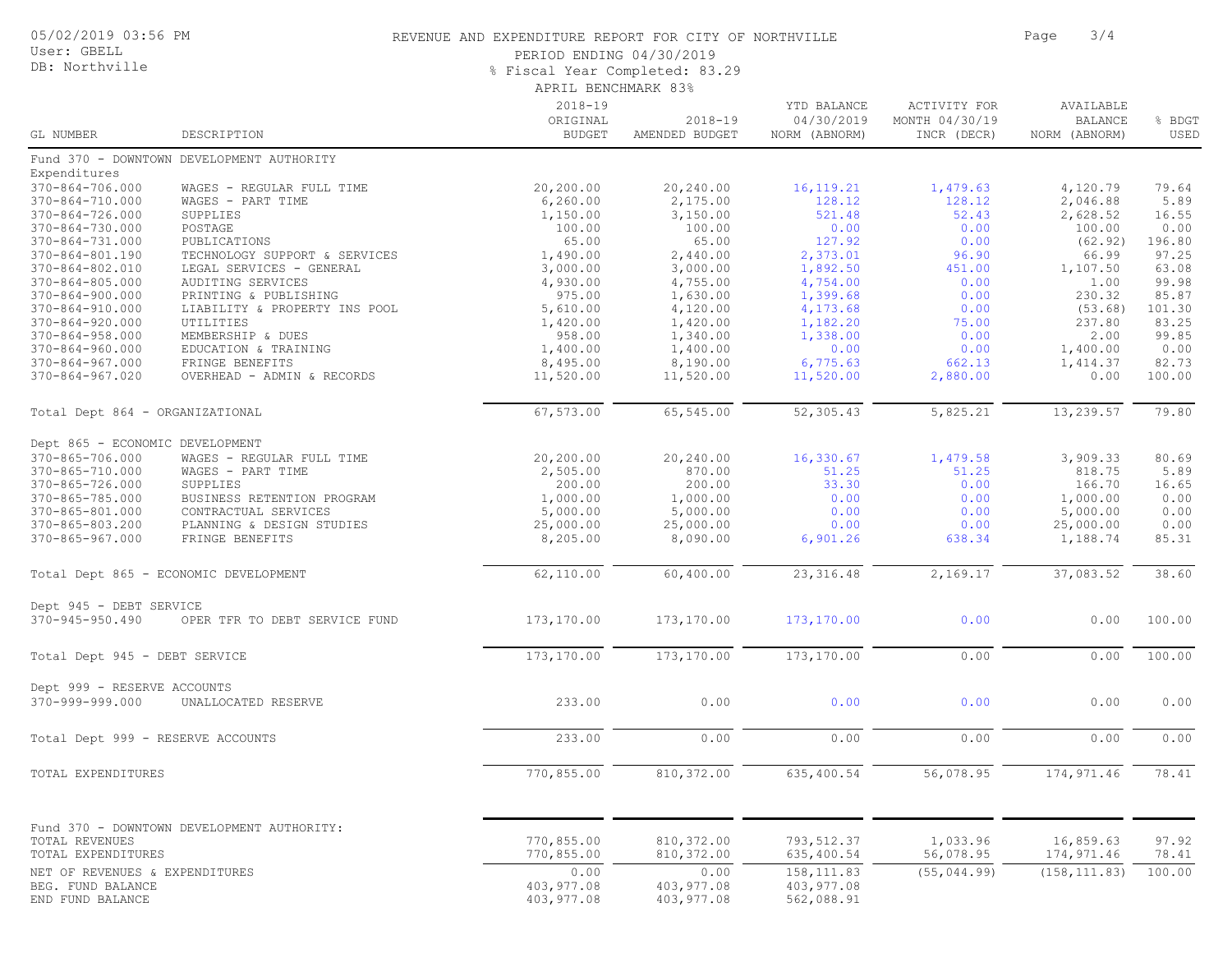# REVENUE AND EXPENDITURE REPORT FOR CITY OF NORTHVILLE

PERIOD ENDING 04/30/2019

% Fiscal Year Completed: 83.29

APRIL BENCHMARK 83%

| GL NUMBER | DESCRIPTION | 2018-19 ORIGINAL BUDGET | 2018-19 AMENDED BUDGET | YTD BALANCE 04/30/2019 NORM (ABNORM) | ACTIVITY FOR MONTH 04/30/19 INCR (DECR) | AVAILABLE BALANCE NORM (ABNORM) | % BDGT USED |
|---|---|---|---|---|---|---|---|
| Fund 370 - DOWNTOWN DEVELOPMENT AUTHORITY | | | | | | | |
| Expenditures | | | | | | | |
| 370-864-706.000 | WAGES - REGULAR FULL TIME | 20,200.00 | 20,240.00 | 16,119.21 | 1,479.63 | 4,120.79 | 79.64 |
| 370-864-710.000 | WAGES - PART TIME | 6,260.00 | 2,175.00 | 128.12 | 128.12 | 2,046.88 | 5.89 |
| 370-864-726.000 | SUPPLIES | 1,150.00 | 3,150.00 | 521.48 | 52.43 | 2,628.52 | 16.55 |
| 370-864-730.000 | POSTAGE | 100.00 | 100.00 | 0.00 | 0.00 | 100.00 | 0.00 |
| 370-864-731.000 | PUBLICATIONS | 65.00 | 65.00 | 127.92 | 0.00 | (62.92) | 196.80 |
| 370-864-801.190 | TECHNOLOGY SUPPORT & SERVICES | 1,490.00 | 2,440.00 | 2,373.01 | 96.90 | 66.99 | 97.25 |
| 370-864-802.010 | LEGAL SERVICES - GENERAL | 3,000.00 | 3,000.00 | 1,892.50 | 451.00 | 1,107.50 | 63.08 |
| 370-864-805.000 | AUDITING SERVICES | 4,930.00 | 4,755.00 | 4,754.00 | 0.00 | 1.00 | 99.98 |
| 370-864-900.000 | PRINTING & PUBLISHING | 975.00 | 1,630.00 | 1,399.68 | 0.00 | 230.32 | 85.87 |
| 370-864-910.000 | LIABILITY & PROPERTY INS POOL | 5,610.00 | 4,120.00 | 4,173.68 | 0.00 | (53.68) | 101.30 |
| 370-864-920.000 | UTILITIES | 1,420.00 | 1,420.00 | 1,182.20 | 75.00 | 237.80 | 83.25 |
| 370-864-958.000 | MEMBERSHIP & DUES | 958.00 | 1,340.00 | 1,338.00 | 0.00 | 2.00 | 99.85 |
| 370-864-960.000 | EDUCATION & TRAINING | 1,400.00 | 1,400.00 | 0.00 | 0.00 | 1,400.00 | 0.00 |
| 370-864-967.000 | FRINGE BENEFITS | 8,495.00 | 8,190.00 | 6,775.63 | 662.13 | 1,414.37 | 82.73 |
| 370-864-967.020 | OVERHEAD - ADMIN & RECORDS | 11,520.00 | 11,520.00 | 11,520.00 | 2,880.00 | 0.00 | 100.00 |
| Total Dept 864 - ORGANIZATIONAL | | 67,573.00 | 65,545.00 | 52,305.43 | 5,825.21 | 13,239.57 | 79.80 |
| Dept 865 - ECONOMIC DEVELOPMENT | | | | | | | |
| 370-865-706.000 | WAGES - REGULAR FULL TIME | 20,200.00 | 20,240.00 | 16,330.67 | 1,479.58 | 3,909.33 | 80.69 |
| 370-865-710.000 | WAGES - PART TIME | 2,505.00 | 870.00 | 51.25 | 51.25 | 818.75 | 5.89 |
| 370-865-726.000 | SUPPLIES | 200.00 | 200.00 | 33.30 | 0.00 | 166.70 | 16.65 |
| 370-865-785.000 | BUSINESS RETENTION PROGRAM | 1,000.00 | 1,000.00 | 0.00 | 0.00 | 1,000.00 | 0.00 |
| 370-865-801.000 | CONTRACTUAL SERVICES | 5,000.00 | 5,000.00 | 0.00 | 0.00 | 5,000.00 | 0.00 |
| 370-865-803.200 | PLANNING & DESIGN STUDIES | 25,000.00 | 25,000.00 | 0.00 | 0.00 | 25,000.00 | 0.00 |
| 370-865-967.000 | FRINGE BENEFITS | 8,205.00 | 8,090.00 | 6,901.26 | 638.34 | 1,188.74 | 85.31 |
| Total Dept 865 - ECONOMIC DEVELOPMENT | | 62,110.00 | 60,400.00 | 23,316.48 | 2,169.17 | 37,083.52 | 38.60 |
| Dept 945 - DEBT SERVICE | | | | | | | |
| 370-945-950.490 | OPER TFR TO DEBT SERVICE FUND | 173,170.00 | 173,170.00 | 173,170.00 | 0.00 | 0.00 | 100.00 |
| Total Dept 945 - DEBT SERVICE | | 173,170.00 | 173,170.00 | 173,170.00 | 0.00 | 0.00 | 100.00 |
| Dept 999 - RESERVE ACCOUNTS | | | | | | | |
| 370-999-999.000 | UNALLOCATED RESERVE | 233.00 | 0.00 | 0.00 | 0.00 | 0.00 | 0.00 |
| Total Dept 999 - RESERVE ACCOUNTS | | 233.00 | 0.00 | 0.00 | 0.00 | 0.00 | 0.00 |
| TOTAL EXPENDITURES | | 770,855.00 | 810,372.00 | 635,400.54 | 56,078.95 | 174,971.46 | 78.41 |
| Fund 370 - DOWNTOWN DEVELOPMENT AUTHORITY: | | | | | | | |
| TOTAL REVENUES | | 770,855.00 | 810,372.00 | 793,512.37 | 1,033.96 | 16,859.63 | 97.92 |
| TOTAL EXPENDITURES | | 770,855.00 | 810,372.00 | 635,400.54 | 56,078.95 | 174,971.46 | 78.41 |
| NET OF REVENUES & EXPENDITURES | | 0.00 | 0.00 | 158,111.83 | (55,044.99) | (158,111.83) | 100.00 |
| BEG. FUND BALANCE | | 403,977.08 | 403,977.08 | 403,977.08 | | | |
| END FUND BALANCE | | 403,977.08 | 403,977.08 | 562,088.91 | | | |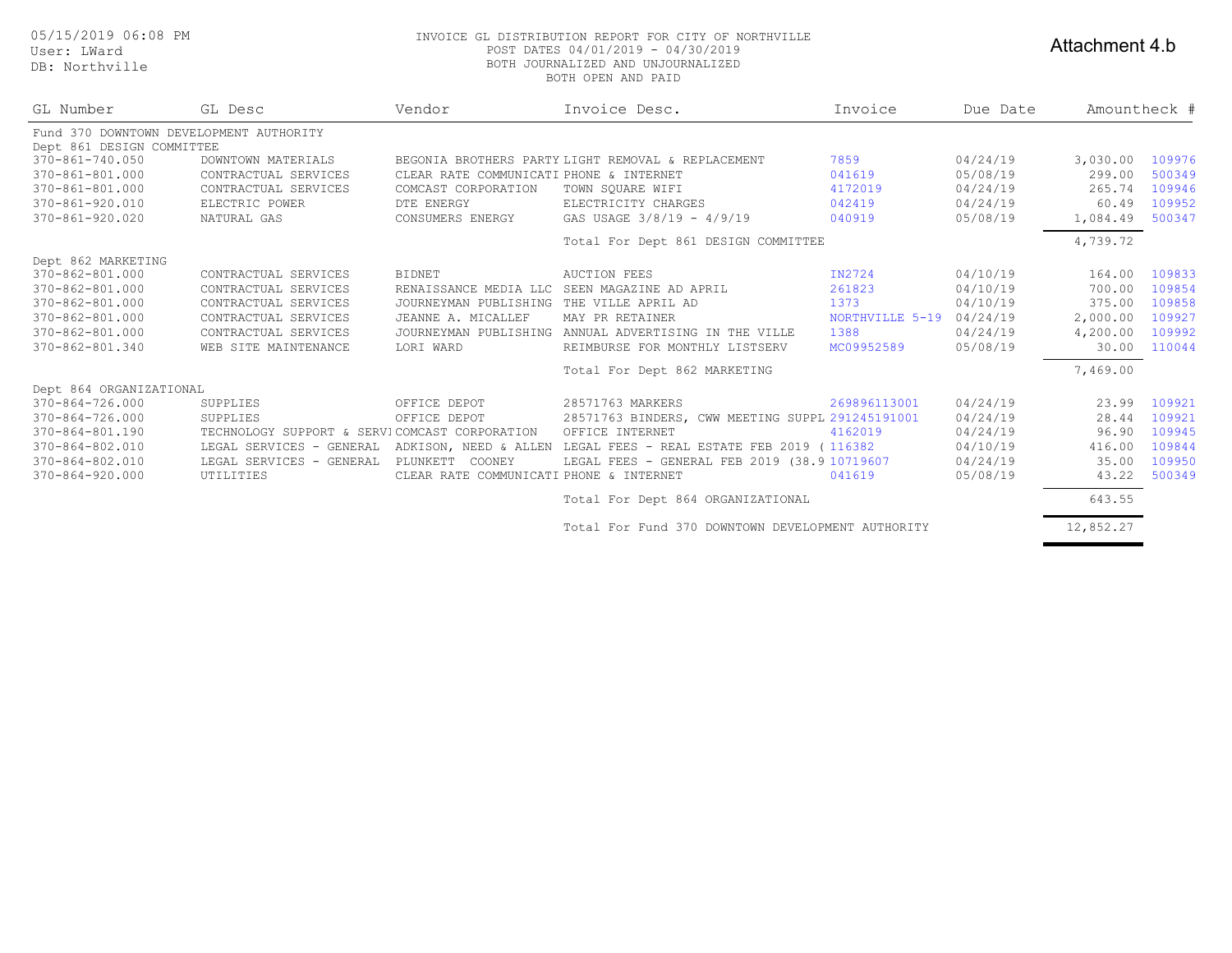05/15/2019 06:08 PM
User: LWard
DB: Northville

INVOICE GL DISTRIBUTION REPORT FOR CITY OF NORTHVILLE
POST DATES 04/01/2019 - 04/30/2019
BOTH JOURNALIZED AND UNJOURNALIZED
BOTH OPEN AND PAID

Attachment 4.b

| GL Number | GL Desc | Vendor | Invoice Desc. | Invoice | Due Date | Amount | Check # |
|---|---|---|---|---|---|---|---|
| Fund 370 DOWNTOWN DEVELOPMENT AUTHORITY | | | | | | | |
| Dept 861 DESIGN COMMITTEE | | | | | | | |
| 370-861-740.050 | DOWNTOWN MATERIALS | BEGONIA BROTHERS PARTY | LIGHT REMOVAL & REPLACEMENT | 7859 | 04/24/19 | 3,030.00 | 109976 |
| 370-861-801.000 | CONTRACTUAL SERVICES | CLEAR RATE COMMUNICATI | PHONE & INTERNET | 041619 | 05/08/19 | 299.00 | 500349 |
| 370-861-801.000 | CONTRACTUAL SERVICES | COMCAST CORPORATION | TOWN SQUARE WIFI | 4172019 | 04/24/19 | 265.74 | 109946 |
| 370-861-920.010 | ELECTRIC POWER | DTE ENERGY | ELECTRICITY CHARGES | 042419 | 04/24/19 | 60.49 | 109952 |
| 370-861-920.020 | NATURAL GAS | CONSUMERS ENERGY | GAS USAGE 3/8/19 - 4/9/19 | 040919 | 05/08/19 | 1,084.49 | 500347 |
| | | | Total For Dept 861 DESIGN COMMITTEE | | | 4,739.72 | |
| Dept 862 MARKETING | | | | | | | |
| 370-862-801.000 | CONTRACTUAL SERVICES | BIDNET | AUCTION FEES | IN2724 | 04/10/19 | 164.00 | 109833 |
| 370-862-801.000 | CONTRACTUAL SERVICES | RENAISSANCE MEDIA LLC | SEEN MAGAZINE AD APRIL | 261823 | 04/10/19 | 700.00 | 109854 |
| 370-862-801.000 | CONTRACTUAL SERVICES | JOURNEYMAN PUBLISHING | THE VILLE APRIL AD | 1373 | 04/10/19 | 375.00 | 109858 |
| 370-862-801.000 | CONTRACTUAL SERVICES | JEANNE A. MICALLEF | MAY PR RETAINER | NORTHVILLE 5-19 | 04/24/19 | 2,000.00 | 109927 |
| 370-862-801.000 | CONTRACTUAL SERVICES | JOURNEYMAN PUBLISHING | ANNUAL ADVERTISING IN THE VILLE | 1388 | 04/24/19 | 4,200.00 | 109992 |
| 370-862-801.340 | WEB SITE MAINTENANCE | LORI WARD | REIMBURSE FOR MONTHLY LISTSERV | MC09952589 | 05/08/19 | 30.00 | 110044 |
| | | | Total For Dept 862 MARKETING | | | 7,469.00 | |
| Dept 864 ORGANIZATIONAL | | | | | | | |
| 370-864-726.000 | SUPPLIES | OFFICE DEPOT | 28571763 MARKERS | 269896113001 | 04/24/19 | 23.99 | 109921 |
| 370-864-726.000 | SUPPLIES | OFFICE DEPOT | 28571763 BINDERS, CWW MEETING SUPPL | 291245191001 | 04/24/19 | 28.44 | 109921 |
| 370-864-801.190 | TECHNOLOGY SUPPORT & SERVI | COMCAST CORPORATION | OFFICE INTERNET | 4162019 | 04/24/19 | 96.90 | 109945 |
| 370-864-802.010 | LEGAL SERVICES - GENERAL | ADKISON, NEED & ALLEN | LEGAL FEES - REAL ESTATE FEB 2019 ( | 116382 | 04/10/19 | 416.00 | 109844 |
| 370-864-802.010 | LEGAL SERVICES - GENERAL | PLUNKETT COONEY | LEGAL FEES - GENERAL FEB 2019 (38.9 | 10719607 | 04/24/19 | 35.00 | 109950 |
| 370-864-920.000 | UTILITIES | CLEAR RATE COMMUNICATI | PHONE & INTERNET | 041619 | 05/08/19 | 43.22 | 500349 |
| | | | Total For Dept 864 ORGANIZATIONAL | | | 643.55 | |
| | | | Total For Fund 370 DOWNTOWN DEVELOPMENT AUTHORITY | | | 12,852.27 | |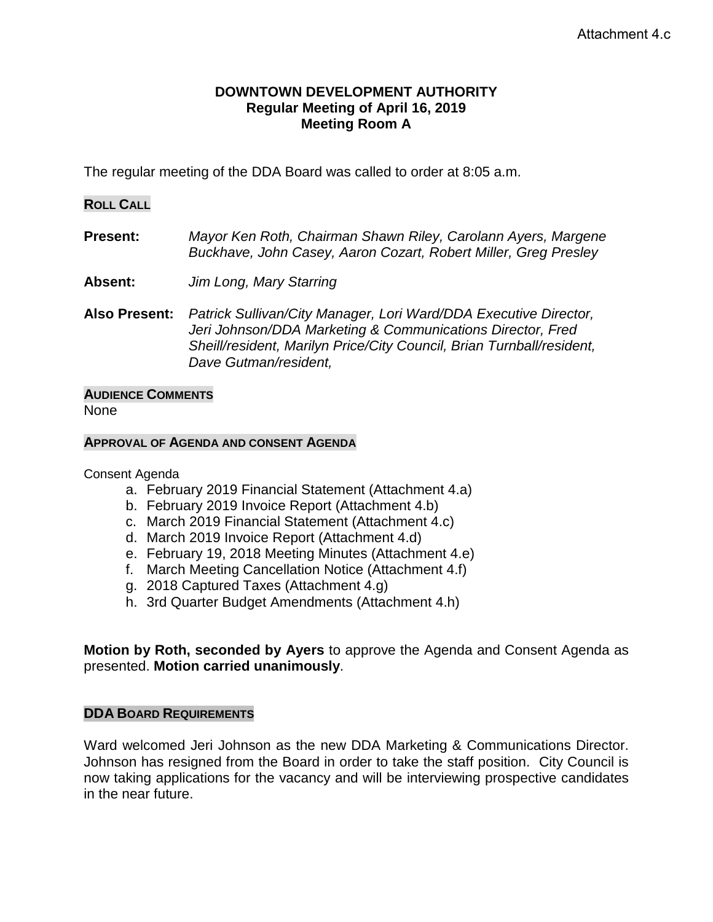Attachment 4.c

**DOWNTOWN DEVELOPMENT AUTHORITY**
**Regular Meeting of April 16, 2019**
**Meeting Room A**

The regular meeting of the DDA Board was called to order at 8:05 a.m.

## ROLL CALL

**Present:** *Mayor Ken Roth, Chairman Shawn Riley, Carolann Ayers, Margene Buckhave, John Casey, Aaron Cozart, Robert Miller, Greg Presley*

**Absent:** *Jim Long, Mary Starring*

**Also Present:** *Patrick Sullivan/City Manager, Lori Ward/DDA Executive Director, Jeri Johnson/DDA Marketing & Communications Director, Fred Sheill/resident, Marilyn Price/City Council, Brian Turnball/resident, Dave Gutman/resident,*

## AUDIENCE COMMENTS

None

## APPROVAL OF AGENDA AND CONSENT AGENDA

Consent Agenda

a. February 2019 Financial Statement (Attachment 4.a)
b. February 2019 Invoice Report (Attachment 4.b)
c. March 2019 Financial Statement (Attachment 4.c)
d. March 2019 Invoice Report (Attachment 4.d)
e. February 19, 2018 Meeting Minutes (Attachment 4.e)
f. March Meeting Cancellation Notice (Attachment 4.f)
g. 2018 Captured Taxes (Attachment 4.g)
h. 3rd Quarter Budget Amendments (Attachment 4.h)

**Motion by Roth, seconded by Ayers** to approve the Agenda and Consent Agenda as presented. **Motion carried unanimously**.

## DDA BOARD REQUIREMENTS

Ward welcomed Jeri Johnson as the new DDA Marketing & Communications Director. Johnson has resigned from the Board in order to take the staff position. City Council is now taking applications for the vacancy and will be interviewing prospective candidates in the near future.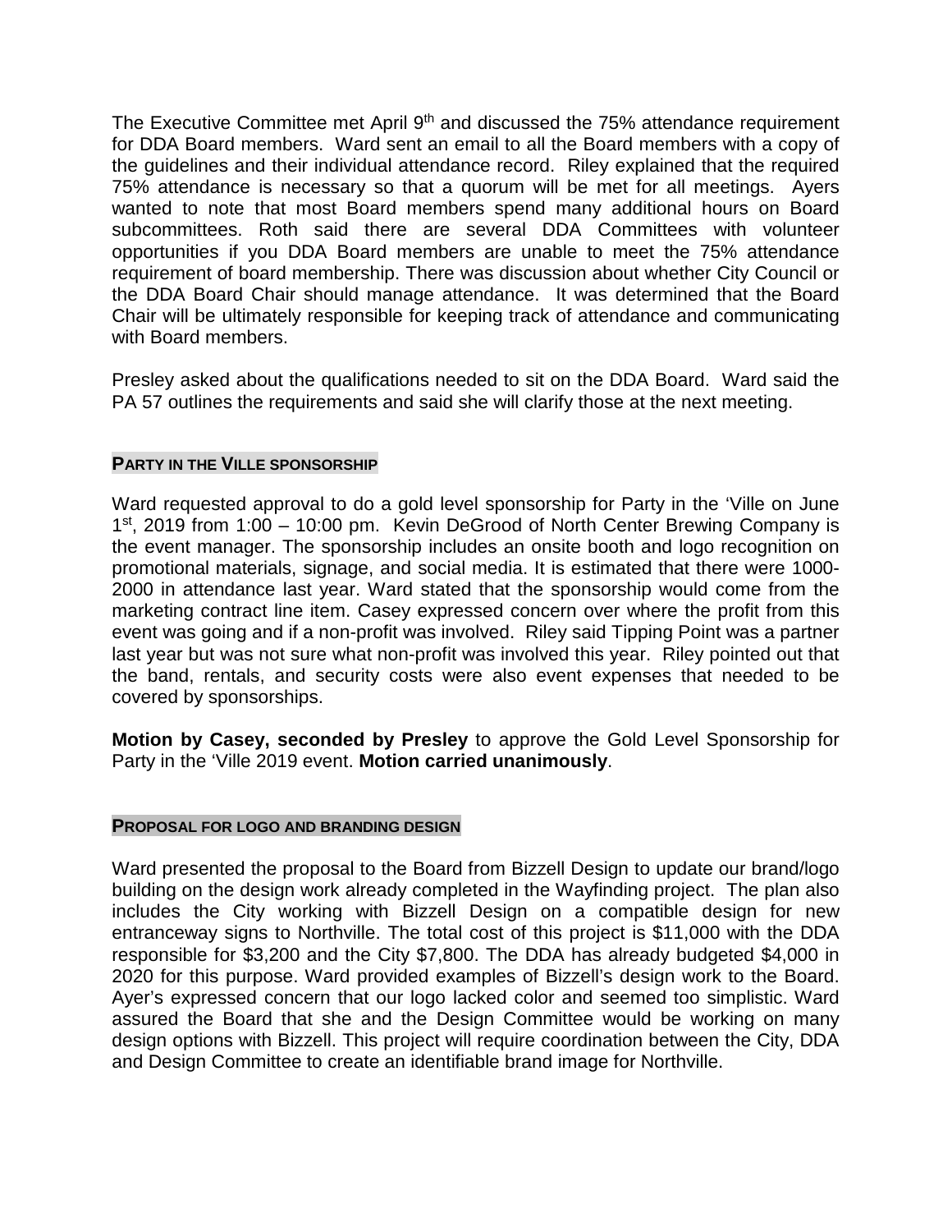The Executive Committee met April 9th and discussed the 75% attendance requirement for DDA Board members. Ward sent an email to all the Board members with a copy of the guidelines and their individual attendance record. Riley explained that the required 75% attendance is necessary so that a quorum will be met for all meetings. Ayers wanted to note that most Board members spend many additional hours on Board subcommittees. Roth said there are several DDA Committees with volunteer opportunities if you DDA Board members are unable to meet the 75% attendance requirement of board membership. There was discussion about whether City Council or the DDA Board Chair should manage attendance. It was determined that the Board Chair will be ultimately responsible for keeping track of attendance and communicating with Board members.

Presley asked about the qualifications needed to sit on the DDA Board. Ward said the PA 57 outlines the requirements and said she will clarify those at the next meeting.

### PARTY IN THE VILLE SPONSORSHIP

Ward requested approval to do a gold level sponsorship for Party in the 'Ville on June 1st, 2019 from 1:00 – 10:00 pm. Kevin DeGrood of North Center Brewing Company is the event manager. The sponsorship includes an onsite booth and logo recognition on promotional materials, signage, and social media. It is estimated that there were 1000-2000 in attendance last year. Ward stated that the sponsorship would come from the marketing contract line item. Casey expressed concern over where the profit from this event was going and if a non-profit was involved. Riley said Tipping Point was a partner last year but was not sure what non-profit was involved this year. Riley pointed out that the band, rentals, and security costs were also event expenses that needed to be covered by sponsorships.

**Motion by Casey, seconded by Presley** to approve the Gold Level Sponsorship for Party in the 'Ville 2019 event. **Motion carried unanimously**.

### PROPOSAL FOR LOGO AND BRANDING DESIGN

Ward presented the proposal to the Board from Bizzell Design to update our brand/logo building on the design work already completed in the Wayfinding project. The plan also includes the City working with Bizzell Design on a compatible design for new entranceway signs to Northville. The total cost of this project is $11,000 with the DDA responsible for $3,200 and the City $7,800. The DDA has already budgeted $4,000 in 2020 for this purpose. Ward provided examples of Bizzell's design work to the Board. Ayer's expressed concern that our logo lacked color and seemed too simplistic. Ward assured the Board that she and the Design Committee would be working on many design options with Bizzell. This project will require coordination between the City, DDA and Design Committee to create an identifiable brand image for Northville.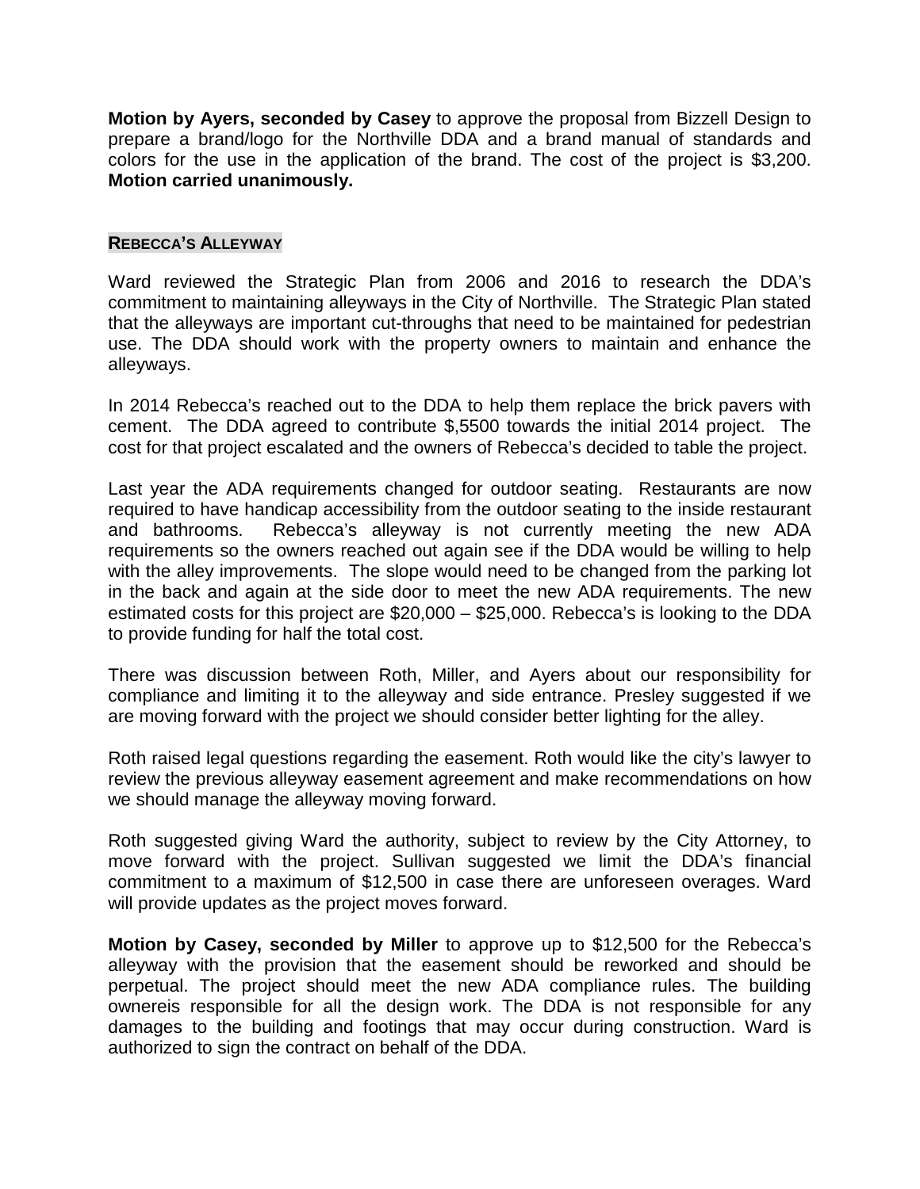**Motion by Ayers, seconded by Casey** to approve the proposal from Bizzell Design to prepare a brand/logo for the Northville DDA and a brand manual of standards and colors for the use in the application of the brand. The cost of the project is $3,200. **Motion carried unanimously.**

### REBECCA'S ALLEYWAY

Ward reviewed the Strategic Plan from 2006 and 2016 to research the DDA's commitment to maintaining alleyways in the City of Northville. The Strategic Plan stated that the alleyways are important cut-throughs that need to be maintained for pedestrian use. The DDA should work with the property owners to maintain and enhance the alleyways.

In 2014 Rebecca's reached out to the DDA to help them replace the brick pavers with cement. The DDA agreed to contribute $,5500 towards the initial 2014 project. The cost for that project escalated and the owners of Rebecca's decided to table the project.

Last year the ADA requirements changed for outdoor seating. Restaurants are now required to have handicap accessibility from the outdoor seating to the inside restaurant and bathrooms. Rebecca's alleyway is not currently meeting the new ADA requirements so the owners reached out again see if the DDA would be willing to help with the alley improvements. The slope would need to be changed from the parking lot in the back and again at the side door to meet the new ADA requirements. The new estimated costs for this project are $20,000 – $25,000. Rebecca's is looking to the DDA to provide funding for half the total cost.

There was discussion between Roth, Miller, and Ayers about our responsibility for compliance and limiting it to the alleyway and side entrance. Presley suggested if we are moving forward with the project we should consider better lighting for the alley.

Roth raised legal questions regarding the easement. Roth would like the city's lawyer to review the previous alleyway easement agreement and make recommendations on how we should manage the alleyway moving forward.

Roth suggested giving Ward the authority, subject to review by the City Attorney, to move forward with the project. Sullivan suggested we limit the DDA's financial commitment to a maximum of $12,500 in case there are unforeseen overages. Ward will provide updates as the project moves forward.

**Motion by Casey, seconded by Miller** to approve up to $12,500 for the Rebecca's alleyway with the provision that the easement should be reworked and should be perpetual. The project should meet the new ADA compliance rules. The building ownereis responsible for all the design work. The DDA is not responsible for any damages to the building and footings that may occur during construction. Ward is authorized to sign the contract on behalf of the DDA.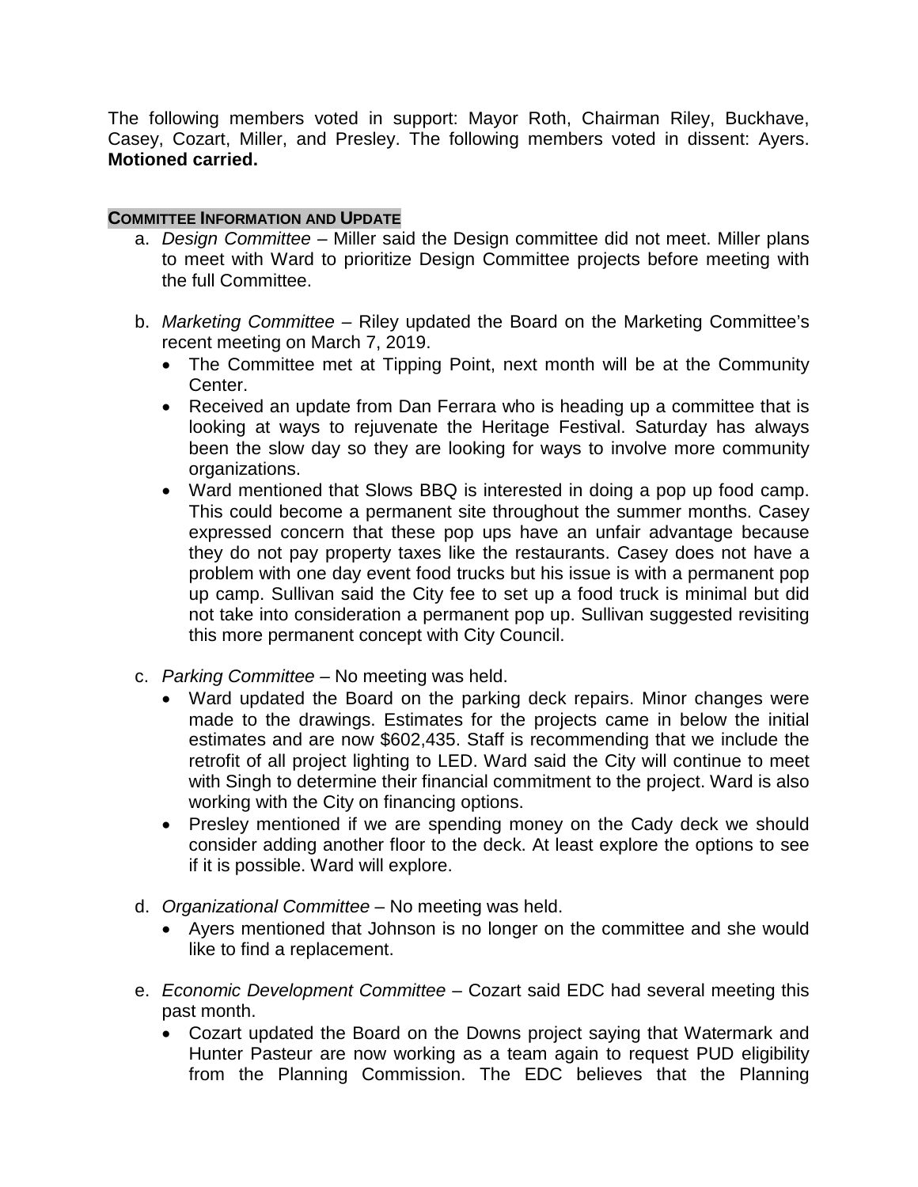The following members voted in support: Mayor Roth, Chairman Riley, Buckhave, Casey, Cozart, Miller, and Presley. The following members voted in dissent: Ayers. **Motioned carried.**

**COMMITTEE INFORMATION AND UPDATE**

a. *Design Committee* – Miller said the Design committee did not meet. Miller plans to meet with Ward to prioritize Design Committee projects before meeting with the full Committee.

b. *Marketing Committee* – Riley updated the Board on the Marketing Committee's recent meeting on March 7, 2019.
   - The Committee met at Tipping Point, next month will be at the Community Center.
   - Received an update from Dan Ferrara who is heading up a committee that is looking at ways to rejuvenate the Heritage Festival. Saturday has always been the slow day so they are looking for ways to involve more community organizations.
   - Ward mentioned that Slows BBQ is interested in doing a pop up food camp. This could become a permanent site throughout the summer months. Casey expressed concern that these pop ups have an unfair advantage because they do not pay property taxes like the restaurants. Casey does not have a problem with one day event food trucks but his issue is with a permanent pop up camp. Sullivan said the City fee to set up a food truck is minimal but did not take into consideration a permanent pop up. Sullivan suggested revisiting this more permanent concept with City Council.

c. *Parking Committee* – No meeting was held.
   - Ward updated the Board on the parking deck repairs. Minor changes were made to the drawings. Estimates for the projects came in below the initial estimates and are now $602,435. Staff is recommending that we include the retrofit of all project lighting to LED. Ward said the City will continue to meet with Singh to determine their financial commitment to the project. Ward is also working with the City on financing options.
   - Presley mentioned if we are spending money on the Cady deck we should consider adding another floor to the deck. At least explore the options to see if it is possible. Ward will explore.

d. *Organizational Committee* – No meeting was held.
   - Ayers mentioned that Johnson is no longer on the committee and she would like to find a replacement.

e. *Economic Development Committee* – Cozart said EDC had several meeting this past month.
   - Cozart updated the Board on the Downs project saying that Watermark and Hunter Pasteur are now working as a team again to request PUD eligibility from the Planning Commission. The EDC believes that the Planning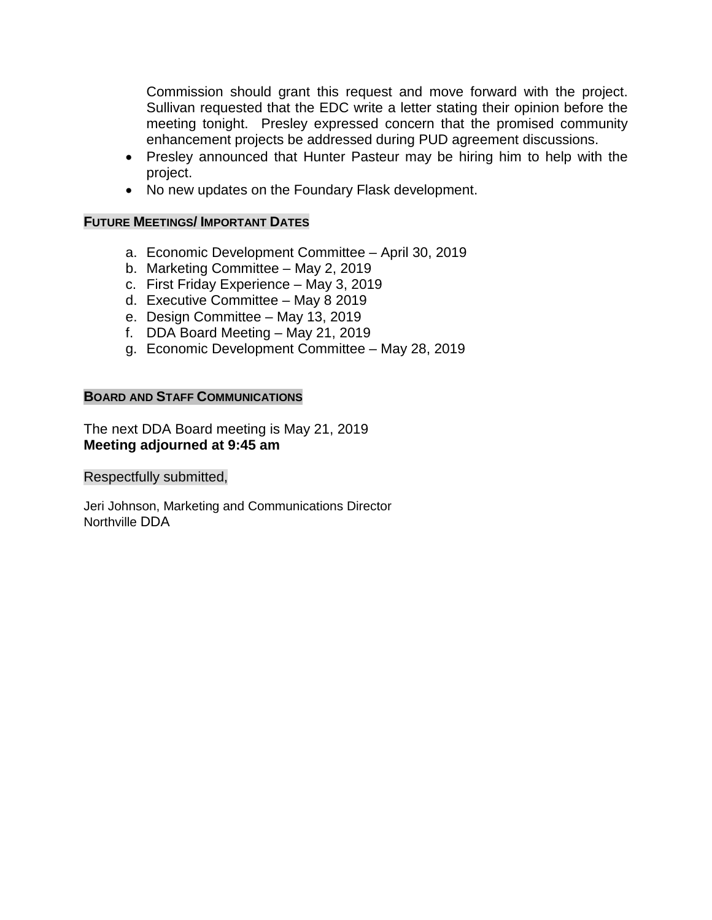Commission should grant this request and move forward with the project. Sullivan requested that the EDC write a letter stating their opinion before the meeting tonight. Presley expressed concern that the promised community enhancement projects be addressed during PUD agreement discussions.

- Presley announced that Hunter Pasteur may be hiring him to help with the project.
- No new updates on the Foundary Flask development.

## FUTURE MEETINGS/ IMPORTANT DATES

a. Economic Development Committee – April 30, 2019
b. Marketing Committee – May 2, 2019
c. First Friday Experience – May 3, 2019
d. Executive Committee – May 8 2019
e. Design Committee – May 13, 2019
f. DDA Board Meeting – May 21, 2019
g. Economic Development Committee – May 28, 2019

## BOARD AND STAFF COMMUNICATIONS

The next DDA Board meeting is May 21, 2019
**Meeting adjourned at 9:45 am**

Respectfully submitted,

Jeri Johnson, Marketing and Communications Director
Northville DDA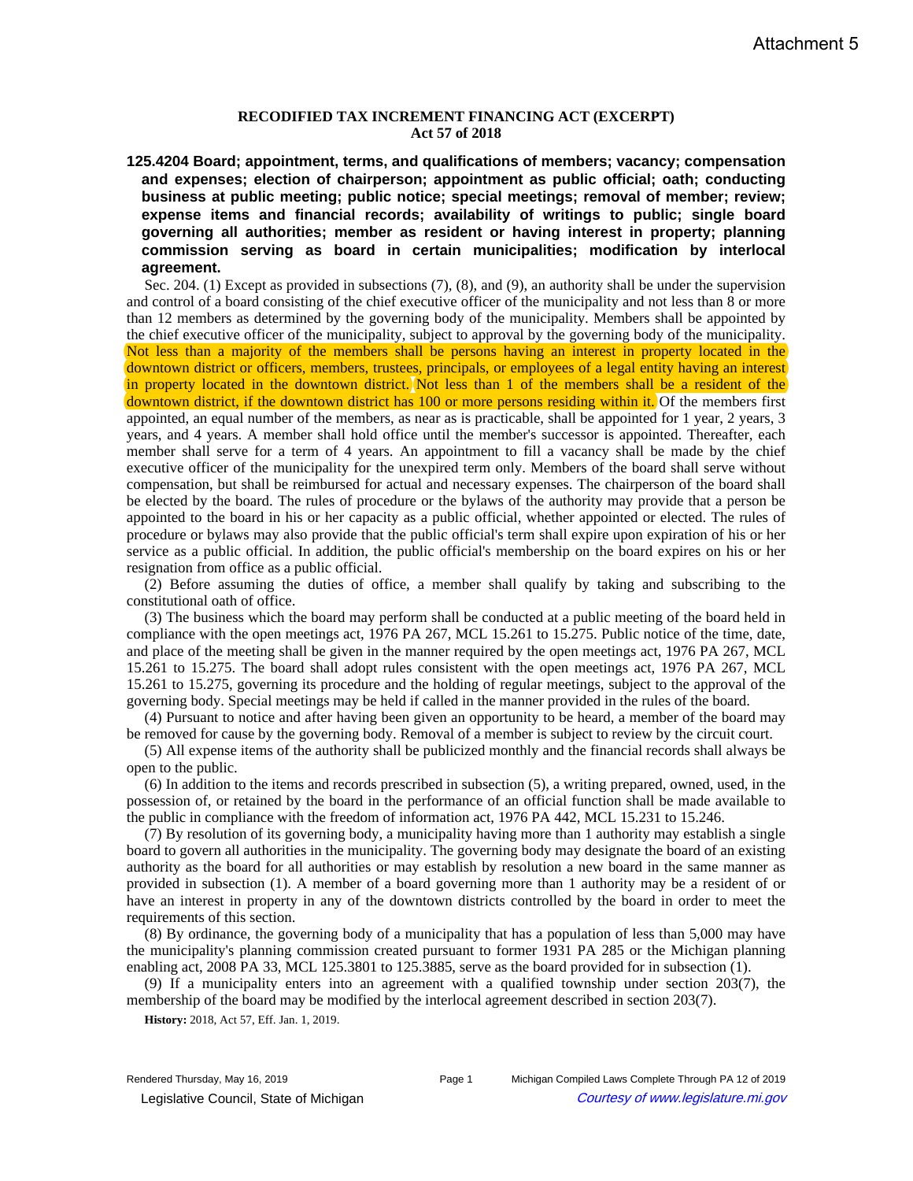Attachment 5

**RECODIFIED TAX INCREMENT FINANCING ACT (EXCERPT)**
**Act 57 of 2018**

**125.4204 Board; appointment, terms, and qualifications of members; vacancy; compensation and expenses; election of chairperson; appointment as public official; oath; conducting business at public meeting; public notice; special meetings; removal of member; review; expense items and financial records; availability of writings to public; single board governing all authorities; member as resident or having interest in property; planning commission serving as board in certain municipalities; modification by interlocal agreement.**

Sec. 204. (1) Except as provided in subsections (7), (8), and (9), an authority shall be under the supervision and control of a board consisting of the chief executive officer of the municipality and not less than 8 or more than 12 members as determined by the governing body of the municipality. Members shall be appointed by the chief executive officer of the municipality, subject to approval by the governing body of the municipality. Not less than a majority of the members shall be persons having an interest in property located in the downtown district or officers, members, trustees, principals, or employees of a legal entity having an interest in property located in the downtown district. Not less than 1 of the members shall be a resident of the downtown district, if the downtown district has 100 or more persons residing within it. Of the members first appointed, an equal number of the members, as near as is practicable, shall be appointed for 1 year, 2 years, 3 years, and 4 years. A member shall hold office until the member's successor is appointed. Thereafter, each member shall serve for a term of 4 years. An appointment to fill a vacancy shall be made by the chief executive officer of the municipality for the unexpired term only. Members of the board shall serve without compensation, but shall be reimbursed for actual and necessary expenses. The chairperson of the board shall be elected by the board. The rules of procedure or the bylaws of the authority may provide that a person be appointed to the board in his or her capacity as a public official, whether appointed or elected. The rules of procedure or bylaws may also provide that the public official's term shall expire upon expiration of his or her service as a public official. In addition, the public official's membership on the board expires on his or her resignation from office as a public official.

(2) Before assuming the duties of office, a member shall qualify by taking and subscribing to the constitutional oath of office.

(3) The business which the board may perform shall be conducted at a public meeting of the board held in compliance with the open meetings act, 1976 PA 267, MCL 15.261 to 15.275. Public notice of the time, date, and place of the meeting shall be given in the manner required by the open meetings act, 1976 PA 267, MCL 15.261 to 15.275. The board shall adopt rules consistent with the open meetings act, 1976 PA 267, MCL 15.261 to 15.275, governing its procedure and the holding of regular meetings, subject to the approval of the governing body. Special meetings may be held if called in the manner provided in the rules of the board.

(4) Pursuant to notice and after having been given an opportunity to be heard, a member of the board may be removed for cause by the governing body. Removal of a member is subject to review by the circuit court.

(5) All expense items of the authority shall be publicized monthly and the financial records shall always be open to the public.

(6) In addition to the items and records prescribed in subsection (5), a writing prepared, owned, used, in the possession of, or retained by the board in the performance of an official function shall be made available to the public in compliance with the freedom of information act, 1976 PA 442, MCL 15.231 to 15.246.

(7) By resolution of its governing body, a municipality having more than 1 authority may establish a single board to govern all authorities in the municipality. The governing body may designate the board of an existing authority as the board for all authorities or may establish by resolution a new board in the same manner as provided in subsection (1). A member of a board governing more than 1 authority may be a resident of or have an interest in property in any of the downtown districts controlled by the board in order to meet the requirements of this section.

(8) By ordinance, the governing body of a municipality that has a population of less than 5,000 may have the municipality's planning commission created pursuant to former 1931 PA 285 or the Michigan planning enabling act, 2008 PA 33, MCL 125.3801 to 125.3885, serve as the board provided for in subsection (1).

(9) If a municipality enters into an agreement with a qualified township under section 203(7), the membership of the board may be modified by the interlocal agreement described in section 203(7).

**History:** 2018, Act 57, Eff. Jan. 1, 2019.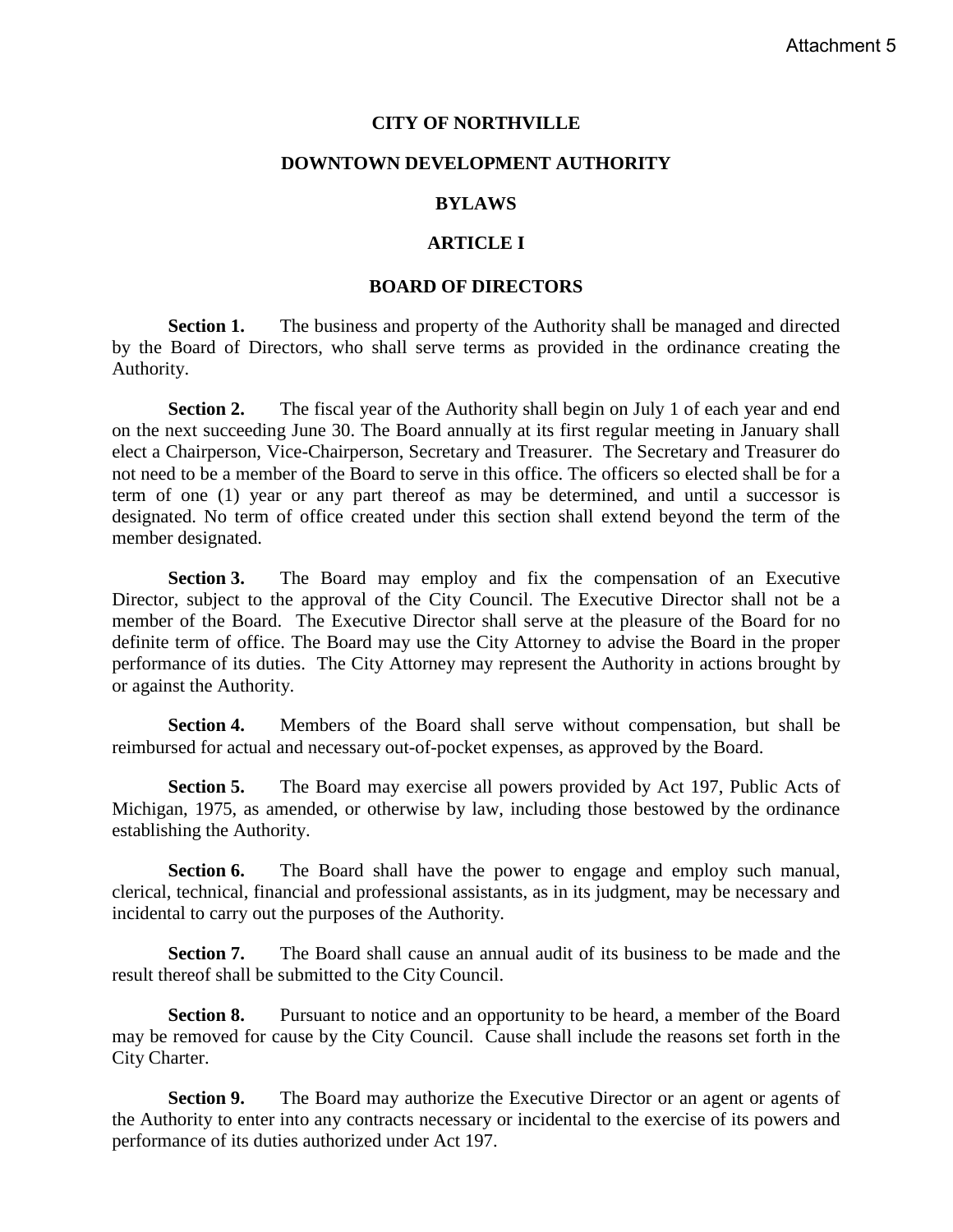Attachment 5

# CITY OF NORTHVILLE

# DOWNTOWN DEVELOPMENT AUTHORITY

# BYLAWS

## ARTICLE I

## BOARD OF DIRECTORS

**Section 1.** The business and property of the Authority shall be managed and directed by the Board of Directors, who shall serve terms as provided in the ordinance creating the Authority.

**Section 2.** The fiscal year of the Authority shall begin on July 1 of each year and end on the next succeeding June 30. The Board annually at its first regular meeting in January shall elect a Chairperson, Vice-Chairperson, Secretary and Treasurer. The Secretary and Treasurer do not need to be a member of the Board to serve in this office. The officers so elected shall be for a term of one (1) year or any part thereof as may be determined, and until a successor is designated. No term of office created under this section shall extend beyond the term of the member designated.

**Section 3.** The Board may employ and fix the compensation of an Executive Director, subject to the approval of the City Council. The Executive Director shall not be a member of the Board. The Executive Director shall serve at the pleasure of the Board for no definite term of office. The Board may use the City Attorney to advise the Board in the proper performance of its duties. The City Attorney may represent the Authority in actions brought by or against the Authority.

**Section 4.** Members of the Board shall serve without compensation, but shall be reimbursed for actual and necessary out-of-pocket expenses, as approved by the Board.

**Section 5.** The Board may exercise all powers provided by Act 197, Public Acts of Michigan, 1975, as amended, or otherwise by law, including those bestowed by the ordinance establishing the Authority.

**Section 6.** The Board shall have the power to engage and employ such manual, clerical, technical, financial and professional assistants, as in its judgment, may be necessary and incidental to carry out the purposes of the Authority.

**Section 7.** The Board shall cause an annual audit of its business to be made and the result thereof shall be submitted to the City Council.

**Section 8.** Pursuant to notice and an opportunity to be heard, a member of the Board may be removed for cause by the City Council. Cause shall include the reasons set forth in the City Charter.

**Section 9.** The Board may authorize the Executive Director or an agent or agents of the Authority to enter into any contracts necessary or incidental to the exercise of its powers and performance of its duties authorized under Act 197.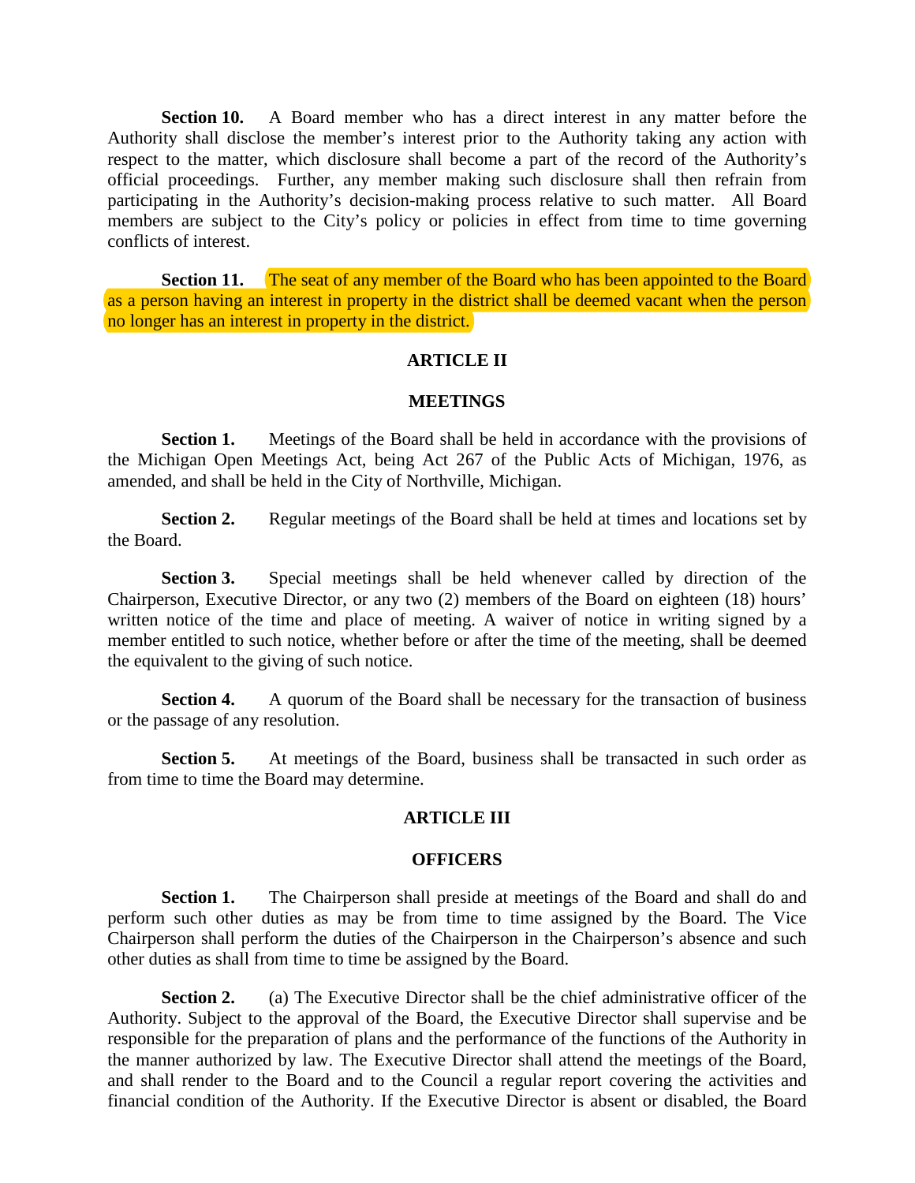**Section 10.** A Board member who has a direct interest in any matter before the Authority shall disclose the member's interest prior to the Authority taking any action with respect to the matter, which disclosure shall become a part of the record of the Authority's official proceedings. Further, any member making such disclosure shall then refrain from participating in the Authority's decision-making process relative to such matter. All Board members are subject to the City's policy or policies in effect from time to time governing conflicts of interest.

**Section 11.** The seat of any member of the Board who has been appointed to the Board as a person having an interest in property in the district shall be deemed vacant when the person no longer has an interest in property in the district.

## ARTICLE II

## MEETINGS

**Section 1.** Meetings of the Board shall be held in accordance with the provisions of the Michigan Open Meetings Act, being Act 267 of the Public Acts of Michigan, 1976, as amended, and shall be held in the City of Northville, Michigan.

**Section 2.** Regular meetings of the Board shall be held at times and locations set by the Board.

**Section 3.** Special meetings shall be held whenever called by direction of the Chairperson, Executive Director, or any two (2) members of the Board on eighteen (18) hours' written notice of the time and place of meeting. A waiver of notice in writing signed by a member entitled to such notice, whether before or after the time of the meeting, shall be deemed the equivalent to the giving of such notice.

**Section 4.** A quorum of the Board shall be necessary for the transaction of business or the passage of any resolution.

**Section 5.** At meetings of the Board, business shall be transacted in such order as from time to time the Board may determine.

## ARTICLE III

## OFFICERS

**Section 1.** The Chairperson shall preside at meetings of the Board and shall do and perform such other duties as may be from time to time assigned by the Board. The Vice Chairperson shall perform the duties of the Chairperson in the Chairperson's absence and such other duties as shall from time to time be assigned by the Board.

**Section 2.** (a) The Executive Director shall be the chief administrative officer of the Authority. Subject to the approval of the Board, the Executive Director shall supervise and be responsible for the preparation of plans and the performance of the functions of the Authority in the manner authorized by law. The Executive Director shall attend the meetings of the Board, and shall render to the Board and to the Council a regular report covering the activities and financial condition of the Authority. If the Executive Director is absent or disabled, the Board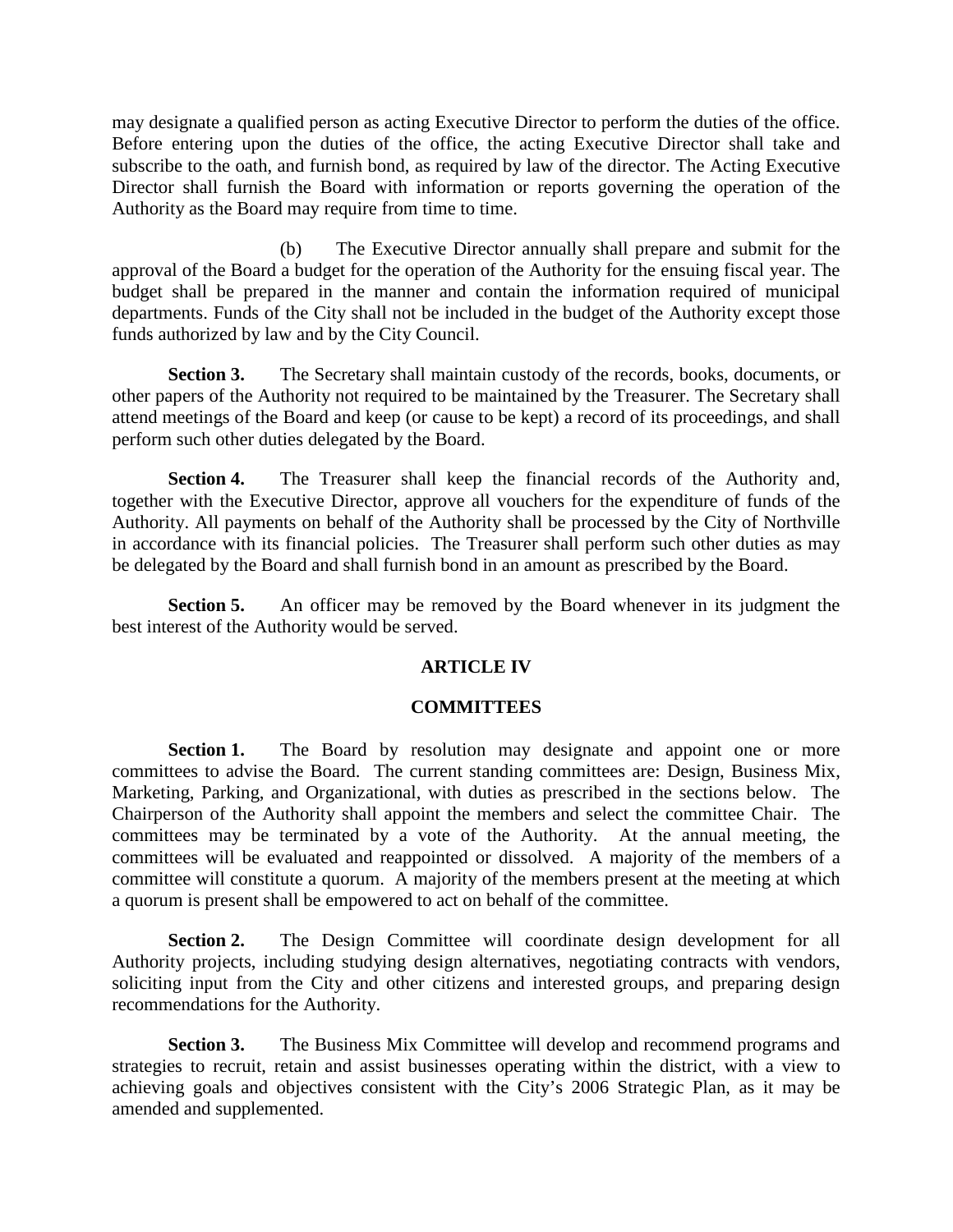may designate a qualified person as acting Executive Director to perform the duties of the office. Before entering upon the duties of the office, the acting Executive Director shall take and subscribe to the oath, and furnish bond, as required by law of the director. The Acting Executive Director shall furnish the Board with information or reports governing the operation of the Authority as the Board may require from time to time.

(b) The Executive Director annually shall prepare and submit for the approval of the Board a budget for the operation of the Authority for the ensuing fiscal year. The budget shall be prepared in the manner and contain the information required of municipal departments. Funds of the City shall not be included in the budget of the Authority except those funds authorized by law and by the City Council.

**Section 3.** The Secretary shall maintain custody of the records, books, documents, or other papers of the Authority not required to be maintained by the Treasurer. The Secretary shall attend meetings of the Board and keep (or cause to be kept) a record of its proceedings, and shall perform such other duties delegated by the Board.

**Section 4.** The Treasurer shall keep the financial records of the Authority and, together with the Executive Director, approve all vouchers for the expenditure of funds of the Authority. All payments on behalf of the Authority shall be processed by the City of Northville in accordance with its financial policies. The Treasurer shall perform such other duties as may be delegated by the Board and shall furnish bond in an amount as prescribed by the Board.

**Section 5.** An officer may be removed by the Board whenever in its judgment the best interest of the Authority would be served.

## ARTICLE IV

## COMMITTEES

**Section 1.** The Board by resolution may designate and appoint one or more committees to advise the Board. The current standing committees are: Design, Business Mix, Marketing, Parking, and Organizational, with duties as prescribed in the sections below. The Chairperson of the Authority shall appoint the members and select the committee Chair. The committees may be terminated by a vote of the Authority. At the annual meeting, the committees will be evaluated and reappointed or dissolved. A majority of the members of a committee will constitute a quorum. A majority of the members present at the meeting at which a quorum is present shall be empowered to act on behalf of the committee.

**Section 2.** The Design Committee will coordinate design development for all Authority projects, including studying design alternatives, negotiating contracts with vendors, soliciting input from the City and other citizens and interested groups, and preparing design recommendations for the Authority.

**Section 3.** The Business Mix Committee will develop and recommend programs and strategies to recruit, retain and assist businesses operating within the district, with a view to achieving goals and objectives consistent with the City's 2006 Strategic Plan, as it may be amended and supplemented.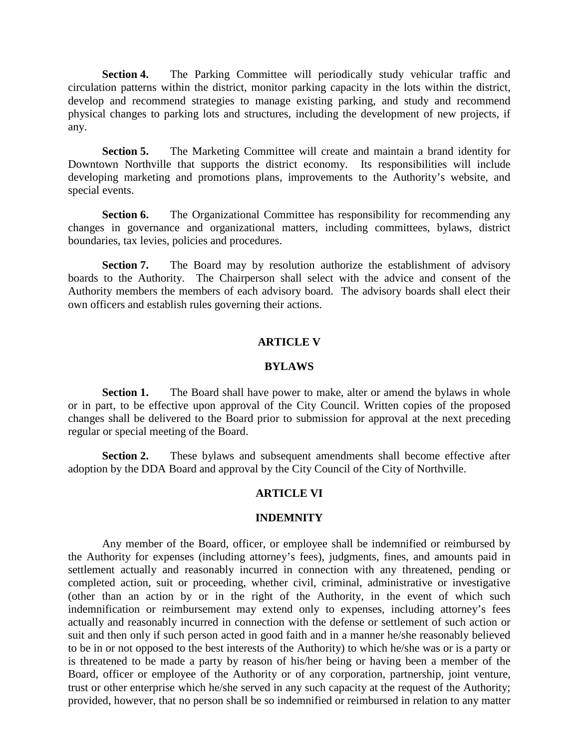**Section 4.** The Parking Committee will periodically study vehicular traffic and circulation patterns within the district, monitor parking capacity in the lots within the district, develop and recommend strategies to manage existing parking, and study and recommend physical changes to parking lots and structures, including the development of new projects, if any.

**Section 5.** The Marketing Committee will create and maintain a brand identity for Downtown Northville that supports the district economy. Its responsibilities will include developing marketing and promotions plans, improvements to the Authority's website, and special events.

**Section 6.** The Organizational Committee has responsibility for recommending any changes in governance and organizational matters, including committees, bylaws, district boundaries, tax levies, policies and procedures.

**Section 7.** The Board may by resolution authorize the establishment of advisory boards to the Authority. The Chairperson shall select with the advice and consent of the Authority members the members of each advisory board. The advisory boards shall elect their own officers and establish rules governing their actions.

## ARTICLE V

## BYLAWS

**Section 1.** The Board shall have power to make, alter or amend the bylaws in whole or in part, to be effective upon approval of the City Council. Written copies of the proposed changes shall be delivered to the Board prior to submission for approval at the next preceding regular or special meeting of the Board.

**Section 2.** These bylaws and subsequent amendments shall become effective after adoption by the DDA Board and approval by the City Council of the City of Northville.

## ARTICLE VI

## INDEMNITY

Any member of the Board, officer, or employee shall be indemnified or reimbursed by the Authority for expenses (including attorney's fees), judgments, fines, and amounts paid in settlement actually and reasonably incurred in connection with any threatened, pending or completed action, suit or proceeding, whether civil, criminal, administrative or investigative (other than an action by or in the right of the Authority, in the event of which such indemnification or reimbursement may extend only to expenses, including attorney's fees actually and reasonably incurred in connection with the defense or settlement of such action or suit and then only if such person acted in good faith and in a manner he/she reasonably believed to be in or not opposed to the best interests of the Authority) to which he/she was or is a party or is threatened to be made a party by reason of his/her being or having been a member of the Board, officer or employee of the Authority or of any corporation, partnership, joint venture, trust or other enterprise which he/she served in any such capacity at the request of the Authority; provided, however, that no person shall be so indemnified or reimbursed in relation to any matter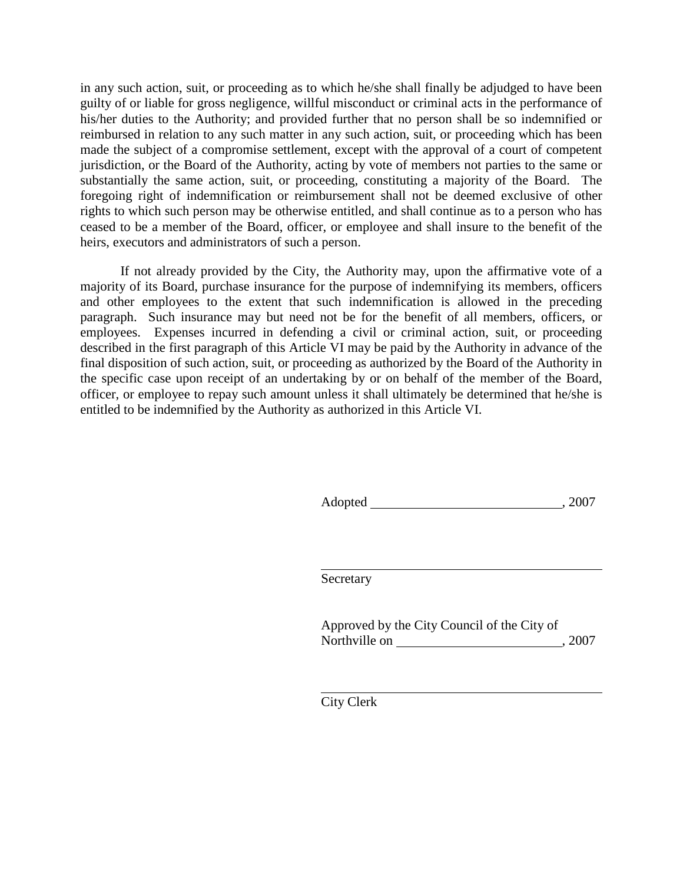in any such action, suit, or proceeding as to which he/she shall finally be adjudged to have been guilty of or liable for gross negligence, willful misconduct or criminal acts in the performance of his/her duties to the Authority; and provided further that no person shall be so indemnified or reimbursed in relation to any such matter in any such action, suit, or proceeding which has been made the subject of a compromise settlement, except with the approval of a court of competent jurisdiction, or the Board of the Authority, acting by vote of members not parties to the same or substantially the same action, suit, or proceeding, constituting a majority of the Board. The foregoing right of indemnification or reimbursement shall not be deemed exclusive of other rights to which such person may be otherwise entitled, and shall continue as to a person who has ceased to be a member of the Board, officer, or employee and shall insure to the benefit of the heirs, executors and administrators of such a person.

If not already provided by the City, the Authority may, upon the affirmative vote of a majority of its Board, purchase insurance for the purpose of indemnifying its members, officers and other employees to the extent that such indemnification is allowed in the preceding paragraph. Such insurance may but need not be for the benefit of all members, officers, or employees. Expenses incurred in defending a civil or criminal action, suit, or proceeding described in the first paragraph of this Article VI may be paid by the Authority in advance of the final disposition of such action, suit, or proceeding as authorized by the Board of the Authority in the specific case upon receipt of an undertaking by or on behalf of the member of the Board, officer, or employee to repay such amount unless it shall ultimately be determined that he/she is entitled to be indemnified by the Authority as authorized in this Article VI.

Adopted ____________________________, 2007

_______________________________________
Secretary

Approved by the City Council of the City of Northville on ________________________, 2007

_______________________________________
City Clerk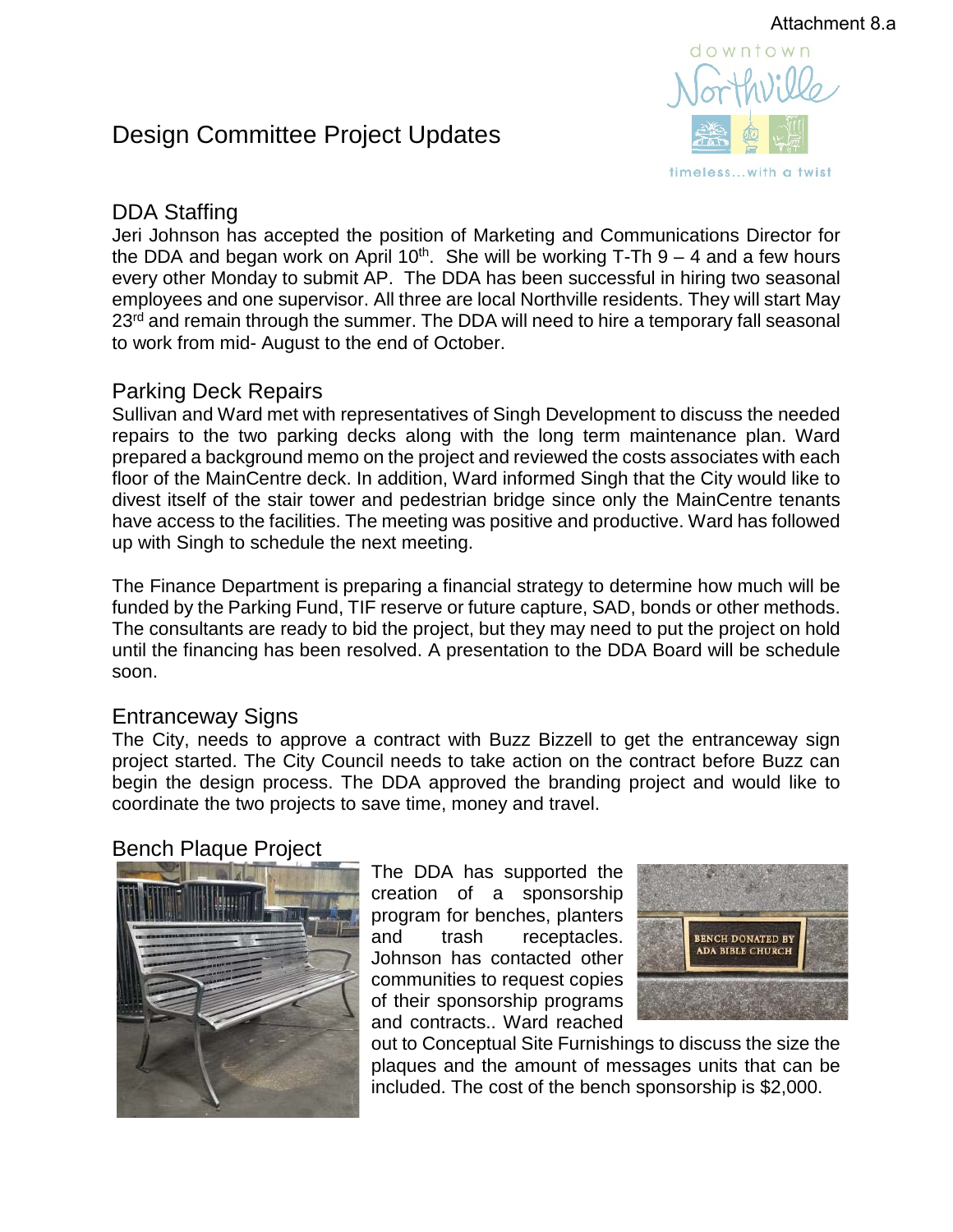Attachment 8.a

# Design Committee Project Updates

## DDA Staffing

Jeri Johnson has accepted the position of Marketing and Communications Director for the DDA and began work on April 10th. She will be working T-Th 9 – 4 and a few hours every other Monday to submit AP. The DDA has been successful in hiring two seasonal employees and one supervisor. All three are local Northville residents. They will start May 23rd and remain through the summer. The DDA will need to hire a temporary fall seasonal to work from mid- August to the end of October.

## Parking Deck Repairs

Sullivan and Ward met with representatives of Singh Development to discuss the needed repairs to the two parking decks along with the long term maintenance plan. Ward prepared a background memo on the project and reviewed the costs associates with each floor of the MainCentre deck. In addition, Ward informed Singh that the City would like to divest itself of the stair tower and pedestrian bridge since only the MainCentre tenants have access to the facilities. The meeting was positive and productive. Ward has followed up with Singh to schedule the next meeting.

The Finance Department is preparing a financial strategy to determine how much will be funded by the Parking Fund, TIF reserve or future capture, SAD, bonds or other methods. The consultants are ready to bid the project, but they may need to put the project on hold until the financing has been resolved. A presentation to the DDA Board will be schedule soon.

## Entranceway Signs

The City, needs to approve a contract with Buzz Bizzell to get the entranceway sign project started. The City Council needs to take action on the contract before Buzz can begin the design process. The DDA approved the branding project and would like to coordinate the two projects to save time, money and travel.

## Bench Plaque Project

The DDA has supported the creation of a sponsorship program for benches, planters and trash receptacles. Johnson has contacted other communities to request copies of their sponsorship programs and contracts.. Ward reached out to Conceptual Site Furnishings to discuss the size the plaques and the amount of messages units that can be included. The cost of the bench sponsorship is $2,000.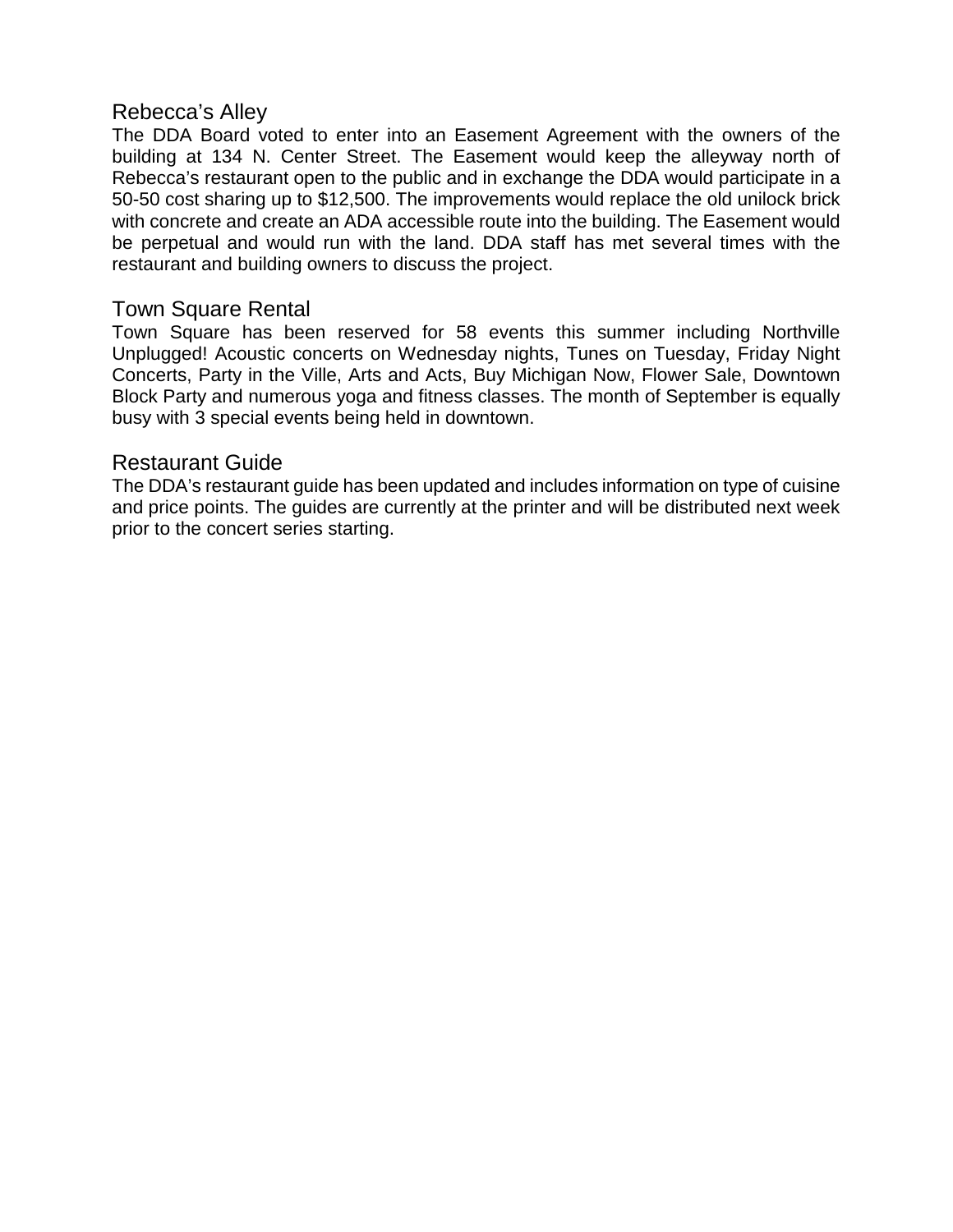## Rebecca's Alley

The DDA Board voted to enter into an Easement Agreement with the owners of the building at 134 N. Center Street. The Easement would keep the alleyway north of Rebecca's restaurant open to the public and in exchange the DDA would participate in a 50-50 cost sharing up to $12,500. The improvements would replace the old unilock brick with concrete and create an ADA accessible route into the building. The Easement would be perpetual and would run with the land. DDA staff has met several times with the restaurant and building owners to discuss the project.

## Town Square Rental

Town Square has been reserved for 58 events this summer including Northville Unplugged! Acoustic concerts on Wednesday nights, Tunes on Tuesday, Friday Night Concerts, Party in the Ville, Arts and Acts, Buy Michigan Now, Flower Sale, Downtown Block Party and numerous yoga and fitness classes. The month of September is equally busy with 3 special events being held in downtown.

## Restaurant Guide

The DDA's restaurant guide has been updated and includes information on type of cuisine and price points. The guides are currently at the printer and will be distributed next week prior to the concert series starting.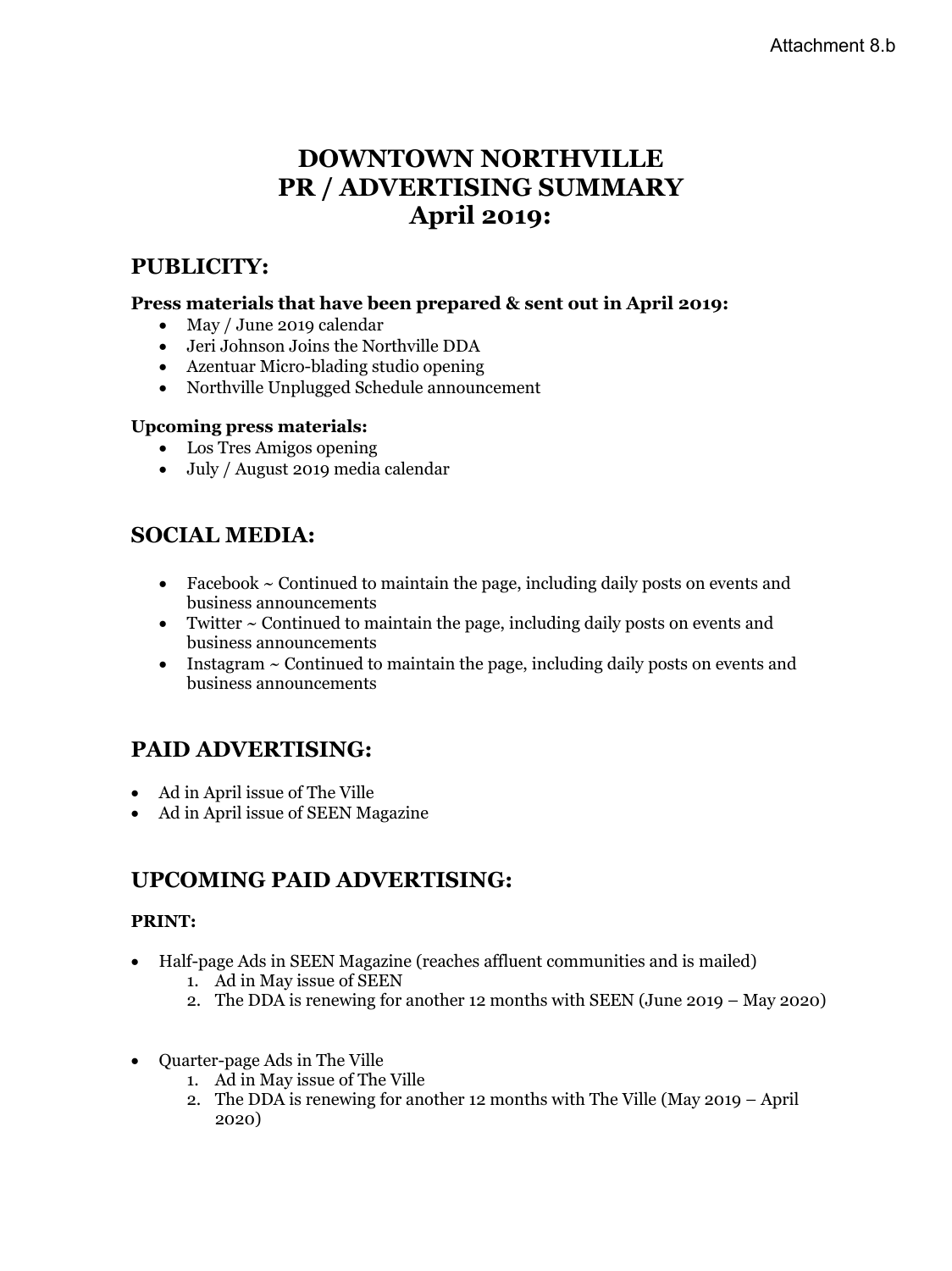Attachment 8.b

# DOWNTOWN NORTHVILLE
# PR / ADVERTISING SUMMARY
# April 2019:

## PUBLICITY:

**Press materials that have been prepared & sent out in April 2019:**

- May / June 2019 calendar
- Jeri Johnson Joins the Northville DDA
- Azentuar Micro-blading studio opening
- Northville Unplugged Schedule announcement

**Upcoming press materials:**

- Los Tres Amigos opening
- July / August 2019 media calendar

## SOCIAL MEDIA:

- Facebook ~ Continued to maintain the page, including daily posts on events and business announcements
- Twitter ~ Continued to maintain the page, including daily posts on events and business announcements
- Instagram ~ Continued to maintain the page, including daily posts on events and business announcements

## PAID ADVERTISING:

- Ad in April issue of The Ville
- Ad in April issue of SEEN Magazine

## UPCOMING PAID ADVERTISING:

**PRINT:**

- Half-page Ads in SEEN Magazine (reaches affluent communities and is mailed)
  1. Ad in May issue of SEEN
  2. The DDA is renewing for another 12 months with SEEN (June 2019 – May 2020)

- Quarter-page Ads in The Ville
  1. Ad in May issue of The Ville
  2. The DDA is renewing for another 12 months with The Ville (May 2019 – April 2020)